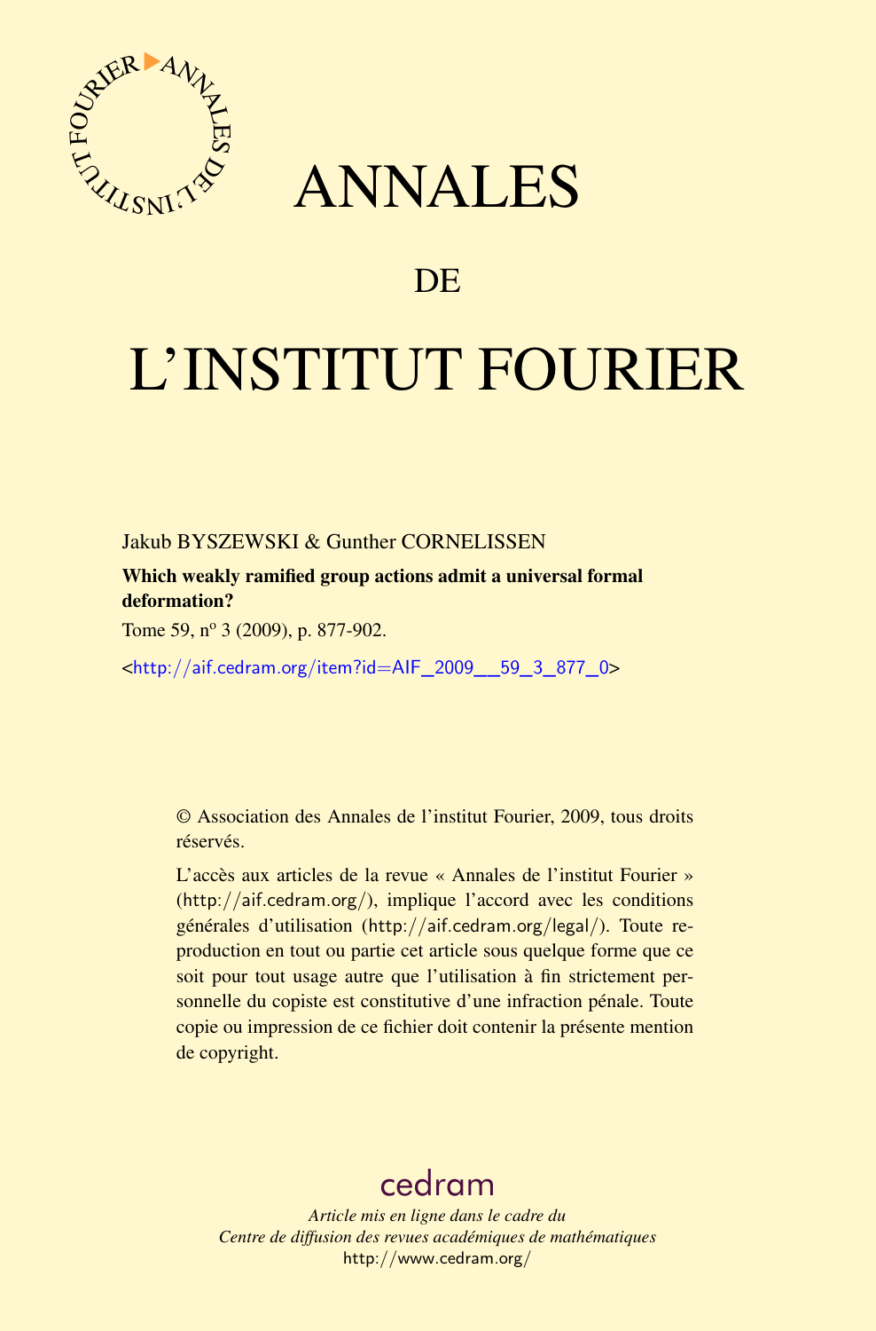# ANNALES

# DE

# L'INSTITUT FOURIER

Jakub BYSZEWSKI & Gunther CORNELISSEN

**Which weakly ramified group actions admit a universal formal deformation?**

Tome 59, nº 3 (2009), p. 877-902.

<http://aif.cedram.org/item?id=AIF_2009__59_3_877_0>

© Association des Annales de l'institut Fourier, 2009, tous droits réservés.

L'accès aux articles de la revue « Annales de l'institut Fourier » (http://aif.cedram.org/), implique l'accord avec les conditions générales d'utilisation (http://aif.cedram.org/legal/). Toute reproduction en tout ou partie cet article sous quelque forme que ce soit pour tout usage autre que l'utilisation à fin strictement personnelle du copiste est constitutive d'une infraction pénale. Toute copie ou impression de ce fichier doit contenir la présente mention de copyright.

cedram

*Article mis en ligne dans le cadre du*
*Centre de diffusion des revues académiques de mathématiques*
http://www.cedram.org/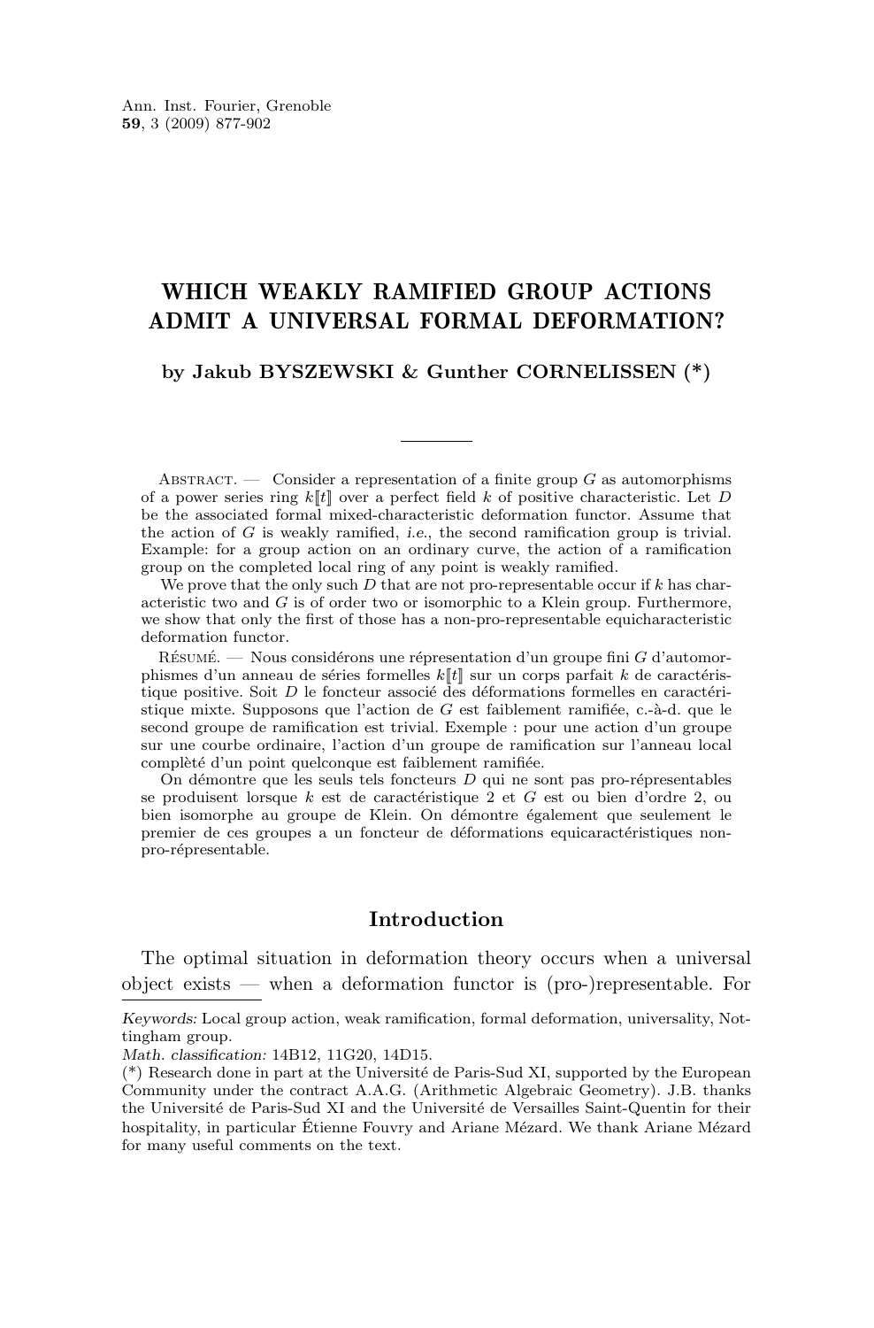# WHICH WEAKLY RAMIFIED GROUP ACTIONS ADMIT A UNIVERSAL FORMAL DEFORMATION?

**by Jakub BYSZEWSKI & Gunther CORNELISSEN (*)**

---

Abstract. — Consider a representation of a finite group $G$ as automorphisms of a power series ring $k[\![t]\!]$ over a perfect field $k$ of positive characteristic. Let $D$ be the associated formal mixed-characteristic deformation functor. Assume that the action of $G$ is weakly ramified, *i.e.*, the second ramification group is trivial. Example: for a group action on an ordinary curve, the action of a ramification group on the completed local ring of any point is weakly ramified.

We prove that the only such $D$ that are not pro-representable occur if $k$ has characteristic two and $G$ is of order two or isomorphic to a Klein group. Furthermore, we show that only the first of those has a non-pro-representable equicharacteristic deformation functor.

Résumé. — Nous considérons une répresentation d'un groupe fini $G$ d'automorphismes d'un anneau de séries formelles $k[\![t]\!]$ sur un corps parfait $k$ de caractéristique positive. Soit $D$ le foncteur associé des déformations formelles en caractéristique mixte. Supposons que l'action de $G$ est faiblement ramifiée, c.-à-d. que le second groupe de ramification est trivial. Exemple : pour une action d'un groupe sur une courbe ordinaire, l'action d'un groupe de ramification sur l'anneau local complètè d'un point quelconque est faiblement ramifiée.

On démontre que les seuls tels foncteurs $D$ qui ne sont pas pro-répresentables se produisent lorsque $k$ est de caractéristique 2 et $G$ est ou bien d'ordre 2, ou bien isomorphe au groupe de Klein. On démontre également que seulement le premier de ces groupes a un foncteur de déformations equicaractéristiques non-pro-répresentable.

## Introduction

The optimal situation in deformation theory occurs when a universal object exists — when a deformation functor is (pro-)representable. For

---

*Keywords:* Local group action, weak ramification, formal deformation, universality, Nottingham group.

*Math. classification:* 14B12, 11G20, 14D15.

(*) Research done in part at the Université de Paris-Sud XI, supported by the European Community under the contract A.A.G. (Arithmetic Algebraic Geometry). J.B. thanks the Université de Paris-Sud XI and the Université de Versailles Saint-Quentin for their hospitality, in particular Étienne Fouvry and Ariane Mézard. We thank Ariane Mézard for many useful comments on the text.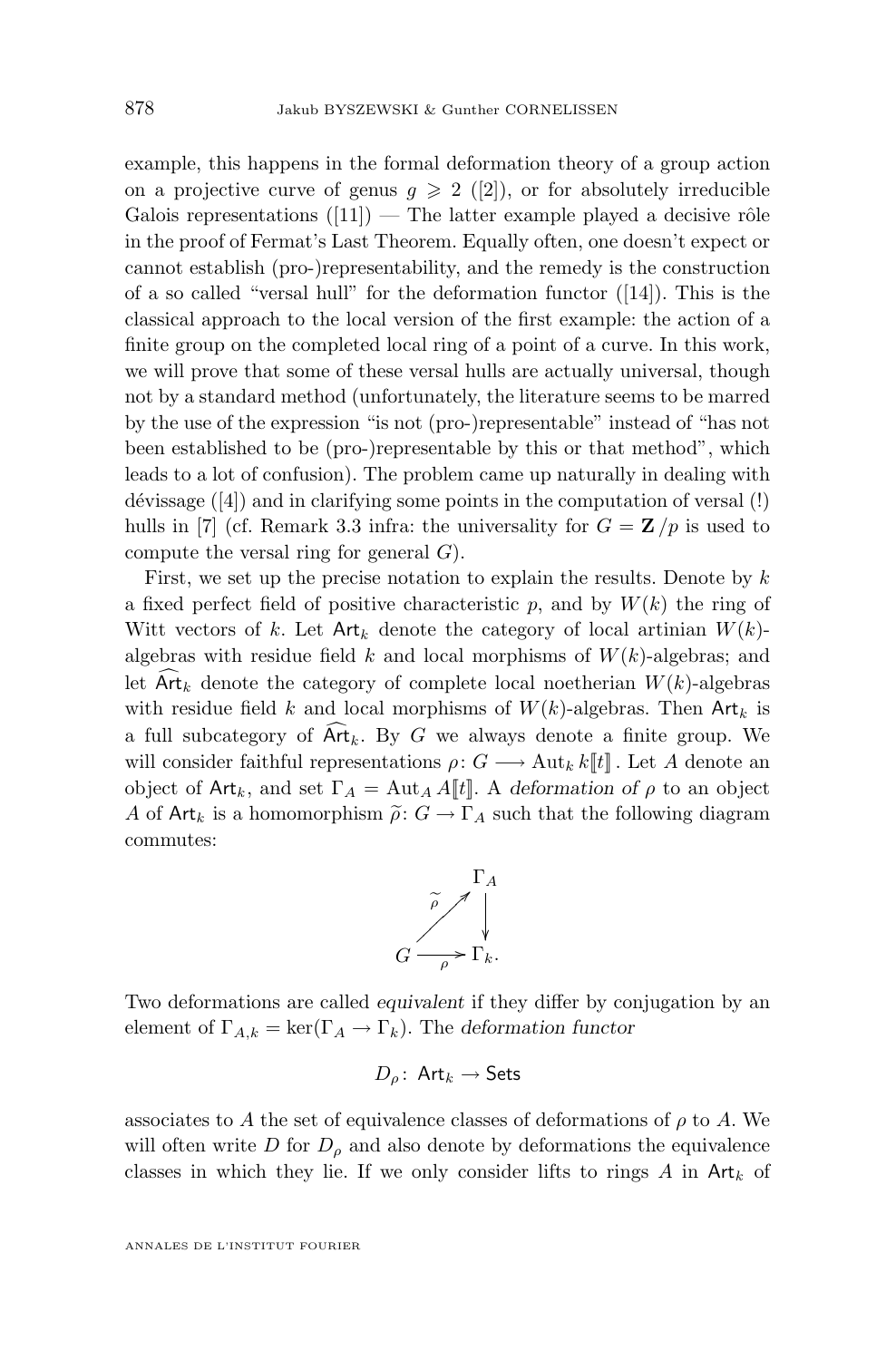example, this happens in the formal deformation theory of a group action on a projective curve of genus $g \geqslant 2$ ([2]), or for absolutely irreducible Galois representations ([11]) — The latter example played a decisive rôle in the proof of Fermat's Last Theorem. Equally often, one doesn't expect or cannot establish (pro-)representability, and the remedy is the construction of a so called "versal hull" for the deformation functor ([14]). This is the classical approach to the local version of the first example: the action of a finite group on the completed local ring of a point of a curve. In this work, we will prove that some of these versal hulls are actually universal, though not by a standard method (unfortunately, the literature seems to be marred by the use of the expression "is not (pro-)representable" instead of "has not been established to be (pro-)representable by this or that method", which leads to a lot of confusion). The problem came up naturally in dealing with dévissage ([4]) and in clarifying some points in the computation of versal (!) hulls in [7] (cf. Remark 3.3 infra: the universality for $G = \mathbf{Z}/p$ is used to compute the versal ring for general $G$).

First, we set up the precise notation to explain the results. Denote by $k$ a fixed perfect field of positive characteristic $p$, and by $W(k)$ the ring of Witt vectors of $k$. Let $\mathsf{Art}_k$ denote the category of local artinian $W(k)$-algebras with residue field $k$ and local morphisms of $W(k)$-algebras; and let $\widehat{\mathsf{Art}}_k$ denote the category of complete local noetherian $W(k)$-algebras with residue field $k$ and local morphisms of $W(k)$-algebras. Then $\mathsf{Art}_k$ is a full subcategory of $\widehat{\mathsf{Art}}_k$. By $G$ we always denote a finite group. We will consider faithful representations $\rho\colon G \longrightarrow \mathrm{Aut}_k\, k[\![t]\!]$. Let $A$ denote an object of $\mathsf{Art}_k$, and set $\Gamma_A = \mathrm{Aut}_A\, A[\![t]\!]$. A *deformation of* $\rho$ to an object $A$ of $\mathsf{Art}_k$ is a homomorphism $\widetilde{\rho}\colon G \to \Gamma_A$ such that the following diagram commutes:

$$\begin{array}{ccc} & & \Gamma_A \\ & \overset{\widetilde{\rho}}{\nearrow} & \downarrow \\ G & \xrightarrow[\rho]{} & \Gamma_k. \end{array}$$

Two deformations are called *equivalent* if they differ by conjugation by an element of $\Gamma_{A,k} = \ker(\Gamma_A \to \Gamma_k)$. The *deformation functor*

$$D_\rho\colon\ \mathsf{Art}_k \to \mathsf{Sets}$$

associates to $A$ the set of equivalence classes of deformations of $\rho$ to $A$. We will often write $D$ for $D_\rho$ and also denote by deformations the equivalence classes in which they lie. If we only consider lifts to rings $A$ in $\mathsf{Art}_k$ of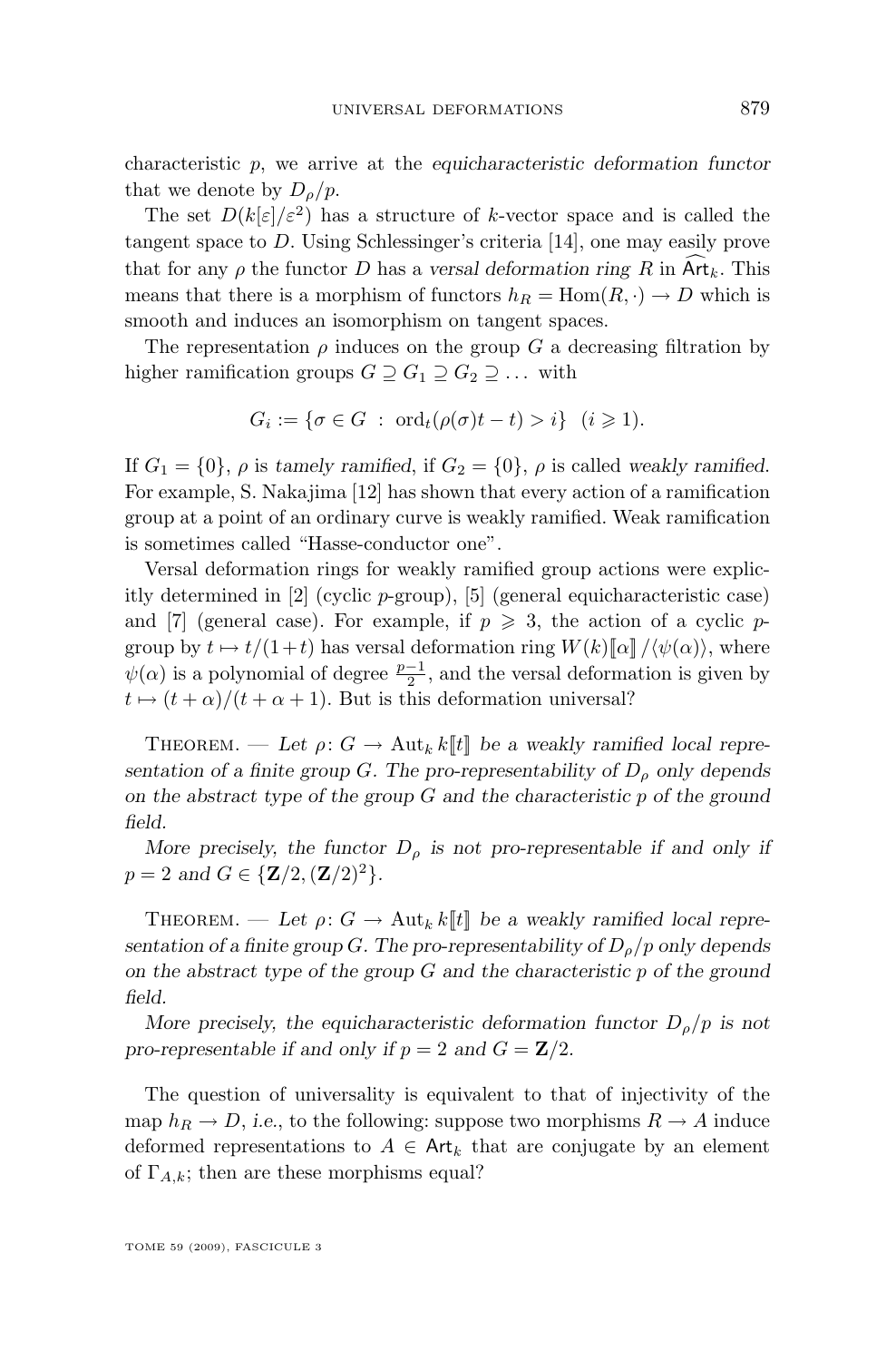characteristic $p$, we arrive at the *equicharacteristic deformation functor* that we denote by $D_\rho/p$.

The set $D(k[\varepsilon]/\varepsilon^2)$ has a structure of $k$-vector space and is called the tangent space to $D$. Using Schlessinger's criteria [14], one may easily prove that for any $\rho$ the functor $D$ has a *versal deformation ring* $R$ in $\widehat{\mathsf{Art}}_k$. This means that there is a morphism of functors $h_R = \mathrm{Hom}(R, \cdot) \to D$ which is smooth and induces an isomorphism on tangent spaces.

The representation $\rho$ induces on the group $G$ a decreasing filtration by higher ramification groups $G \supseteq G_1 \supseteq G_2 \supseteq \dots$ with

$$G_i := \{\sigma \in G \ : \ \mathrm{ord}_t(\rho(\sigma)t - t) > i\} \quad (i \geqslant 1).$$

If $G_1 = \{0\}$, $\rho$ is *tamely ramified*, if $G_2 = \{0\}$, $\rho$ is called *weakly ramified*. For example, S. Nakajima [12] has shown that every action of a ramification group at a point of an ordinary curve is weakly ramified. Weak ramification is sometimes called "Hasse-conductor one".

Versal deformation rings for weakly ramified group actions were explicitly determined in [2] (cyclic $p$-group), [5] (general equicharacteristic case) and [7] (general case). For example, if $p \geqslant 3$, the action of a cyclic $p$-group by $t \mapsto t/(1+t)$ has versal deformation ring $W(k)[\![\alpha]\!]/\langle\psi(\alpha)\rangle$, where $\psi(\alpha)$ is a polynomial of degree $\frac{p-1}{2}$, and the versal deformation is given by $t \mapsto (t+\alpha)/(t+\alpha+1)$. But is this deformation universal?

Theorem. — *Let $\rho\colon G \to \mathrm{Aut}_k\, k[\![t]\!]$ be a weakly ramified local representation of a finite group $G$. The pro-representability of $D_\rho$ only depends on the abstract type of the group $G$ and the characteristic $p$ of the ground field.*

*More precisely, the functor $D_\rho$ is not pro-representable if and only if $p = 2$ and $G \in \{\mathbf{Z}/2, (\mathbf{Z}/2)^2\}$.*

Theorem. — *Let $\rho\colon G \to \mathrm{Aut}_k\, k[\![t]\!]$ be a weakly ramified local representation of a finite group $G$. The pro-representability of $D_\rho/p$ only depends on the abstract type of the group $G$ and the characteristic $p$ of the ground field.*

*More precisely, the equicharacteristic deformation functor $D_\rho/p$ is not pro-representable if and only if $p = 2$ and $G = \mathbf{Z}/2$.*

The question of universality is equivalent to that of injectivity of the map $h_R \to D$, *i.e.*, to the following: suppose two morphisms $R \to A$ induce deformed representations to $A \in \mathsf{Art}_k$ that are conjugate by an element of $\Gamma_{A,k}$; then are these morphisms equal?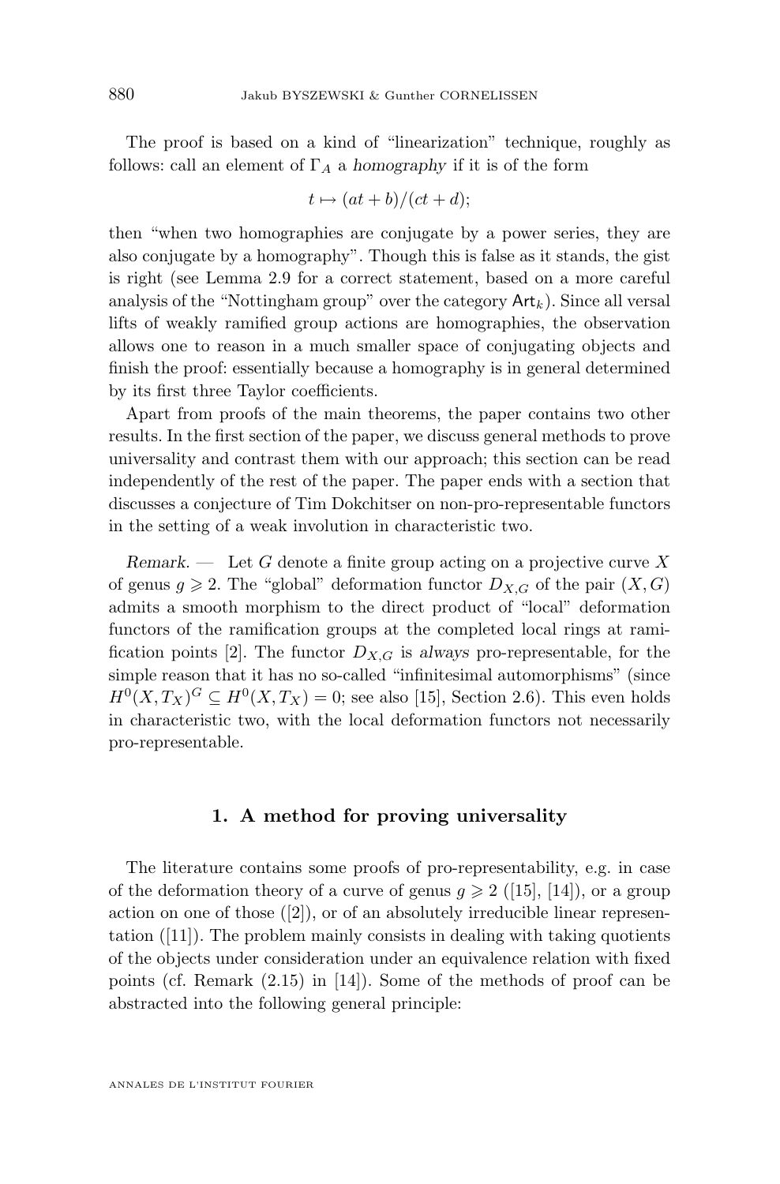The proof is based on a kind of "linearization" technique, roughly as follows: call an element of $\Gamma_A$ a *homography* if it is of the form

$$t \mapsto (at+b)/(ct+d);$$

then "when two homographies are conjugate by a power series, they are also conjugate by a homography". Though this is false as it stands, the gist is right (see Lemma 2.9 for a correct statement, based on a more careful analysis of the "Nottingham group" over the category $\mathsf{Art}_k$). Since all versal lifts of weakly ramified group actions are homographies, the observation allows one to reason in a much smaller space of conjugating objects and finish the proof: essentially because a homography is in general determined by its first three Taylor coefficients.

Apart from proofs of the main theorems, the paper contains two other results. In the first section of the paper, we discuss general methods to prove universality and contrast them with our approach; this section can be read independently of the rest of the paper. The paper ends with a section that discusses a conjecture of Tim Dokchitser on non-pro-representable functors in the setting of a weak involution in characteristic two.

*Remark.* — Let $G$ denote a finite group acting on a projective curve $X$ of genus $g \geqslant 2$. The "global" deformation functor $D_{X,G}$ of the pair $(X, G)$ admits a smooth morphism to the direct product of "local" deformation functors of the ramification groups at the completed local rings at ramification points [2]. The functor $D_{X,G}$ is *always* pro-representable, for the simple reason that it has no so-called "infinitesimal automorphisms" (since $H^0(X,T_X)^G \subseteq H^0(X,T_X) = 0$; see also [15], Section 2.6). This even holds in characteristic two, with the local deformation functors not necessarily pro-representable.

## 1. A method for proving universality

The literature contains some proofs of pro-representability, e.g. in case of the deformation theory of a curve of genus $g \geqslant 2$ ([15], [14]), or a group action on one of those ([2]), or of an absolutely irreducible linear representation ([11]). The problem mainly consists in dealing with taking quotients of the objects under consideration under an equivalence relation with fixed points (cf. Remark (2.15) in [14]). Some of the methods of proof can be abstracted into the following general principle: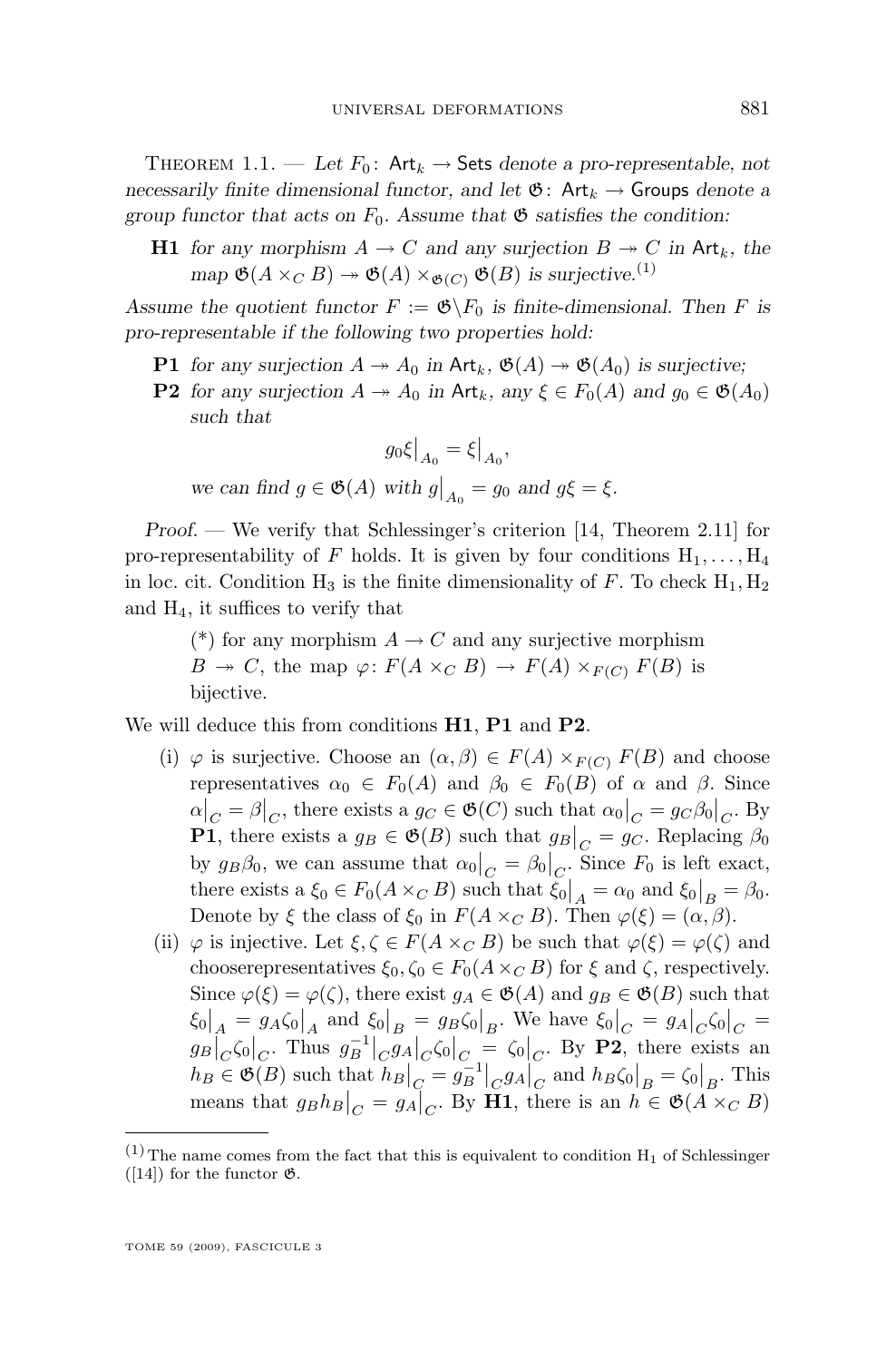Theorem 1.1. — *Let $F_0\colon \mathsf{Art}_k \to \mathsf{Sets}$ denote a pro-representable, not necessarily finite dimensional functor, and let $\mathfrak{G}\colon \mathsf{Art}_k \to \mathsf{Groups}$ denote a group functor that acts on $F_0$. Assume that $\mathfrak{G}$ satisfies the condition:*

- **H1** *for any morphism $A \to C$ and any surjection $B \twoheadrightarrow C$ in $\mathsf{Art}_k$, the map $\mathfrak{G}(A \times_C B) \twoheadrightarrow \mathfrak{G}(A) \times_{\mathfrak{G}(C)} \mathfrak{G}(B)$ is surjective.*[1]

*Assume the quotient functor $F := \mathfrak{G}\backslash F_0$ is finite-dimensional. Then $F$ is pro-representable if the following two properties hold:*

- **P1** *for any surjection $A \twoheadrightarrow A_0$ in $\mathsf{Art}_k$, $\mathfrak{G}(A) \twoheadrightarrow \mathfrak{G}(A_0)$ is surjective;*
- **P2** *for any surjection $A \twoheadrightarrow A_0$ in $\mathsf{Art}_k$, any $\xi \in F_0(A)$ and $g_0 \in \mathfrak{G}(A_0)$ such that*
$$g_0\xi\big|_{A_0} = \xi\big|_{A_0},$$
*we can find $g \in \mathfrak{G}(A)$ with $g\big|_{A_0} = g_0$ and $g\xi = \xi$.*

*Proof.* — We verify that Schlessinger's criterion [14, Theorem 2.11] for pro-representability of $F$ holds. It is given by four conditions $\mathrm{H}_1, \dots, \mathrm{H}_4$ in loc. cit. Condition $\mathrm{H}_3$ is the finite dimensionality of $F$. To check $\mathrm{H}_1, \mathrm{H}_2$ and $\mathrm{H}_4$, it suffices to verify that

> (*) for any morphism $A \to C$ and any surjective morphism $B \twoheadrightarrow C$, the map $\varphi\colon F(A \times_C B) \to F(A) \times_{F(C)} F(B)$ is bijective.

We will deduce this from conditions **H1**, **P1** and **P2**.

(i) $\varphi$ is surjective. Choose an $(\alpha, \beta) \in F(A) \times_{F(C)} F(B)$ and choose representatives $\alpha_0 \in F_0(A)$ and $\beta_0 \in F_0(B)$ of $\alpha$ and $\beta$. Since $\alpha\big|_C = \beta\big|_C$, there exists a $g_C \in \mathfrak{G}(C)$ such that $\alpha_0\big|_C = g_C\beta_0\big|_C$. By **P1**, there exists a $g_B \in \mathfrak{G}(B)$ such that $g_B\big|_C = g_C$. Replacing $\beta_0$ by $g_B\beta_0$, we can assume that $\alpha_0\big|_C = \beta_0\big|_C$. Since $F_0$ is left exact, there exists a $\xi_0 \in F_0(A \times_C B)$ such that $\xi_0\big|_A = \alpha_0$ and $\xi_0\big|_B = \beta_0$. Denote by $\xi$ the class of $\xi_0$ in $F(A \times_C B)$. Then $\varphi(\xi) = (\alpha, \beta)$.

(ii) $\varphi$ is injective. Let $\xi, \zeta \in F(A \times_C B)$ be such that $\varphi(\xi) = \varphi(\zeta)$ and chooserepresentatives $\xi_0, \zeta_0 \in F_0(A \times_C B)$ for $\xi$ and $\zeta$, respectively. Since $\varphi(\xi) = \varphi(\zeta)$, there exist $g_A \in \mathfrak{G}(A)$ and $g_B \in \mathfrak{G}(B)$ such that $\xi_0\big|_A = g_A\zeta_0\big|_A$ and $\xi_0\big|_B = g_B\zeta_0\big|_B$. We have $\xi_0\big|_C = g_A\big|_C\zeta_0\big|_C = g_B\big|_C\zeta_0\big|_C$. Thus $g_B^{-1}\big|_C g_A\big|_C\zeta_0\big|_C = \zeta_0\big|_C$. By **P2**, there exists an $h_B \in \mathfrak{G}(B)$ such that $h_B\big|_C = g_B^{-1}\big|_C g_A\big|_C$ and $h_B\zeta_0\big|_B = \zeta_0\big|_B$. This means that $g_Bh_B\big|_C = g_A\big|_C$. By **H1**, there is an $h \in \mathfrak{G}(A \times_C B)$

---

[1] The name comes from the fact that this is equivalent to condition $\mathrm{H}_1$ of Schlessinger ([14]) for the functor $\mathfrak{G}$.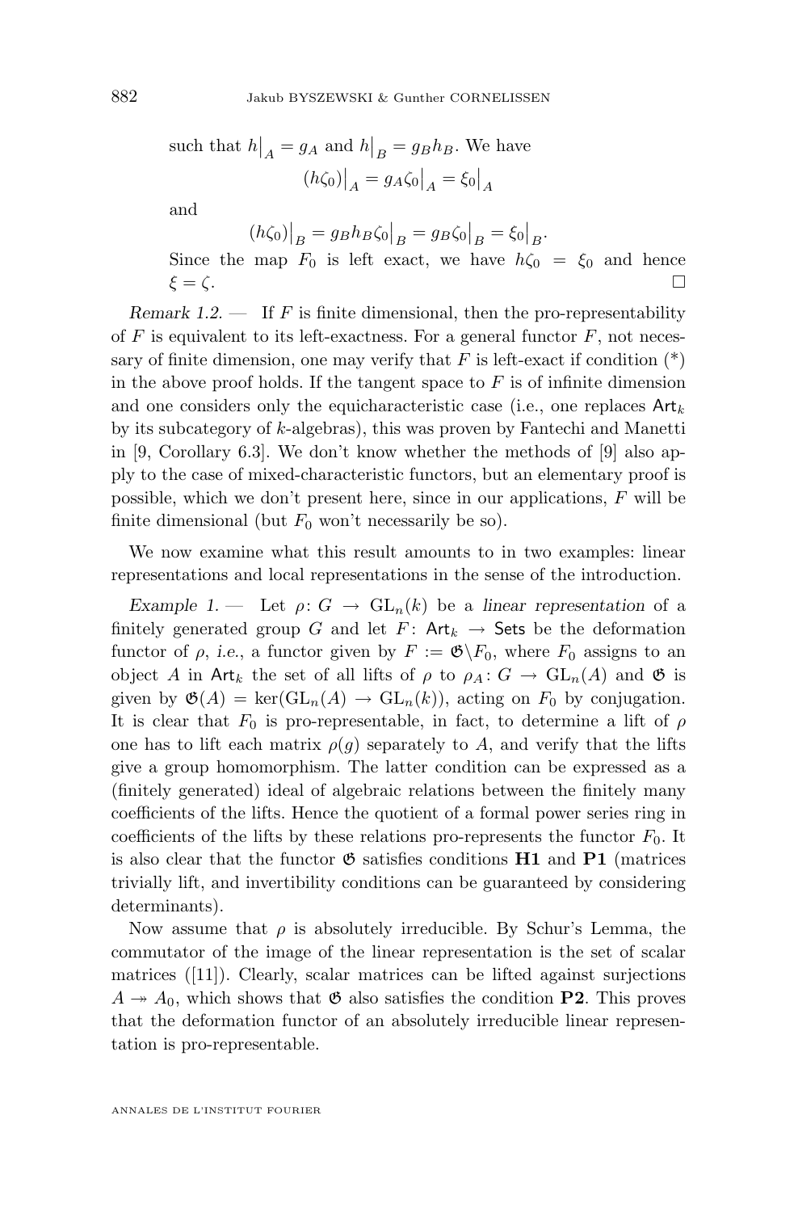such that $h\big|_A = g_A$ and $h\big|_B = g_B h_B$. We have

$$(h\zeta_0)\big|_A = g_A\zeta_0\big|_A = \xi_0\big|_A$$

and

$$(h\zeta_0)\big|_B = g_B h_B\zeta_0\big|_B = g_B\zeta_0\big|_B = \xi_0\big|_B.$$

Since the map $F_0$ is left exact, we have $h\zeta_0 = \xi_0$ and hence $\xi = \zeta$. □

*Remark 1.2.* — If $F$ is finite dimensional, then the pro-representability of $F$ is equivalent to its left-exactness. For a general functor $F$, not necessary of finite dimension, one may verify that $F$ is left-exact if condition (*) in the above proof holds. If the tangent space to $F$ is of infinite dimension and one considers only the equicharacteristic case (i.e., one replaces $\mathsf{Art}_k$ by its subcategory of $k$-algebras), this was proven by Fantechi and Manetti in [9, Corollary 6.3]. We don't know whether the methods of [9] also apply to the case of mixed-characteristic functors, but an elementary proof is possible, which we don't present here, since in our applications, $F$ will be finite dimensional (but $F_0$ won't necessarily be so).

We now examine what this result amounts to in two examples: linear representations and local representations in the sense of the introduction.

*Example 1.* — Let $\rho\colon G \to \mathrm{GL}_n(k)$ be a *linear representation* of a finitely generated group $G$ and let $F\colon \mathsf{Art}_k \to \mathsf{Sets}$ be the deformation functor of $\rho$, *i.e.*, a functor given by $F := \mathfrak{G}\backslash F_0$, where $F_0$ assigns to an object $A$ in $\mathsf{Art}_k$ the set of all lifts of $\rho$ to $\rho_A\colon G \to \mathrm{GL}_n(A)$ and $\mathfrak{G}$ is given by $\mathfrak{G}(A) = \ker(\mathrm{GL}_n(A) \to \mathrm{GL}_n(k))$, acting on $F_0$ by conjugation. It is clear that $F_0$ is pro-representable, in fact, to determine a lift of $\rho$ one has to lift each matrix $\rho(g)$ separately to $A$, and verify that the lifts give a group homomorphism. The latter condition can be expressed as a (finitely generated) ideal of algebraic relations between the finitely many coefficients of the lifts. Hence the quotient of a formal power series ring in coefficients of the lifts by these relations pro-represents the functor $F_0$. It is also clear that the functor $\mathfrak{G}$ satisfies conditions **H1** and **P1** (matrices trivially lift, and invertibility conditions can be guaranteed by considering determinants).

Now assume that $\rho$ is absolutely irreducible. By Schur's Lemma, the commutator of the image of the linear representation is the set of scalar matrices ([11]). Clearly, scalar matrices can be lifted against surjections $A \twoheadrightarrow A_0$, which shows that $\mathfrak{G}$ also satisfies the condition **P2**. This proves that the deformation functor of an absolutely irreducible linear representation is pro-representable.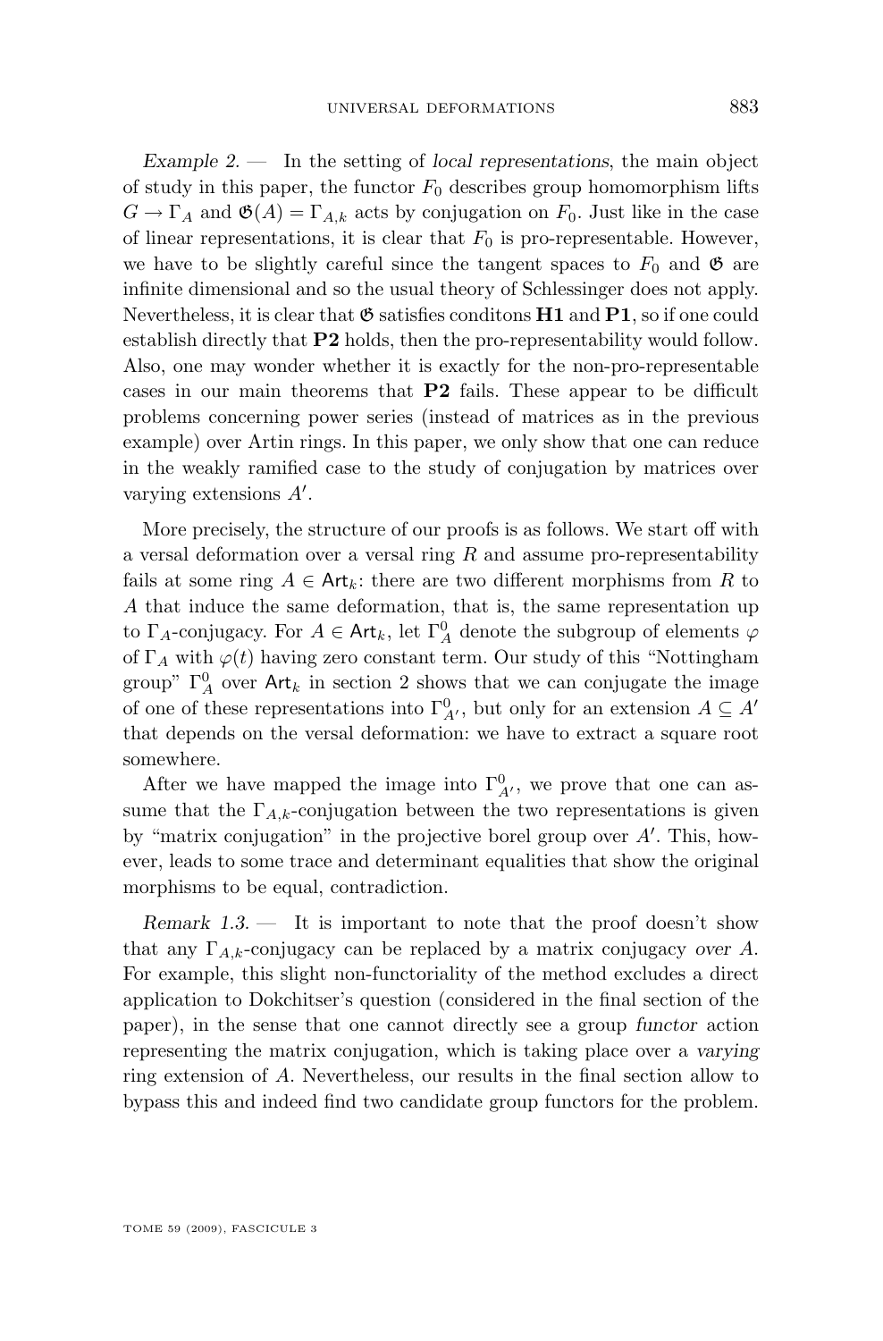*Example 2.* — In the setting of *local representations*, the main object of study in this paper, the functor $F_0$ describes group homomorphism lifts $G \to \Gamma_A$ and $\mathfrak{G}(A) = \Gamma_{A,k}$ acts by conjugation on $F_0$. Just like in the case of linear representations, it is clear that $F_0$ is pro-representable. However, we have to be slightly careful since the tangent spaces to $F_0$ and $\mathfrak{G}$ are infinite dimensional and so the usual theory of Schlessinger does not apply. Nevertheless, it is clear that $\mathfrak{G}$ satisfies conditons **H1** and **P1**, so if one could establish directly that **P2** holds, then the pro-representability would follow. Also, one may wonder whether it is exactly for the non-pro-representable cases in our main theorems that **P2** fails. These appear to be difficult problems concerning power series (instead of matrices as in the previous example) over Artin rings. In this paper, we only show that one can reduce in the weakly ramified case to the study of conjugation by matrices over varying extensions $A'$.

More precisely, the structure of our proofs is as follows. We start off with a versal deformation over a versal ring $R$ and assume pro-representability fails at some ring $A \in \mathsf{Art}_k$: there are two different morphisms from $R$ to $A$ that induce the same deformation, that is, the same representation up to $\Gamma_A$-conjugacy. For $A \in \mathsf{Art}_k$, let $\Gamma_A^0$ denote the subgroup of elements $\varphi$ of $\Gamma_A$ with $\varphi(t)$ having zero constant term. Our study of this "Nottingham group" $\Gamma_A^0$ over $\mathsf{Art}_k$ in section 2 shows that we can conjugate the image of one of these representations into $\Gamma_{A'}^0$, but only for an extension $A \subseteq A'$ that depends on the versal deformation: we have to extract a square root somewhere.

After we have mapped the image into $\Gamma_{A'}^0$, we prove that one can assume that the $\Gamma_{A,k}$-conjugation between the two representations is given by "matrix conjugation" in the projective borel group over $A'$. This, however, leads to some trace and determinant equalities that show the original morphisms to be equal, contradiction.

*Remark 1.3.* — It is important to note that the proof doesn't show that any $\Gamma_{A,k}$-conjugacy can be replaced by a matrix conjugacy *over* $A$. For example, this slight non-functoriality of the method excludes a direct application to Dokchitser's question (considered in the final section of the paper), in the sense that one cannot directly see a group *functor* action representing the matrix conjugation, which is taking place over a *varying* ring extension of $A$. Nevertheless, our results in the final section allow to bypass this and indeed find two candidate group functors for the problem.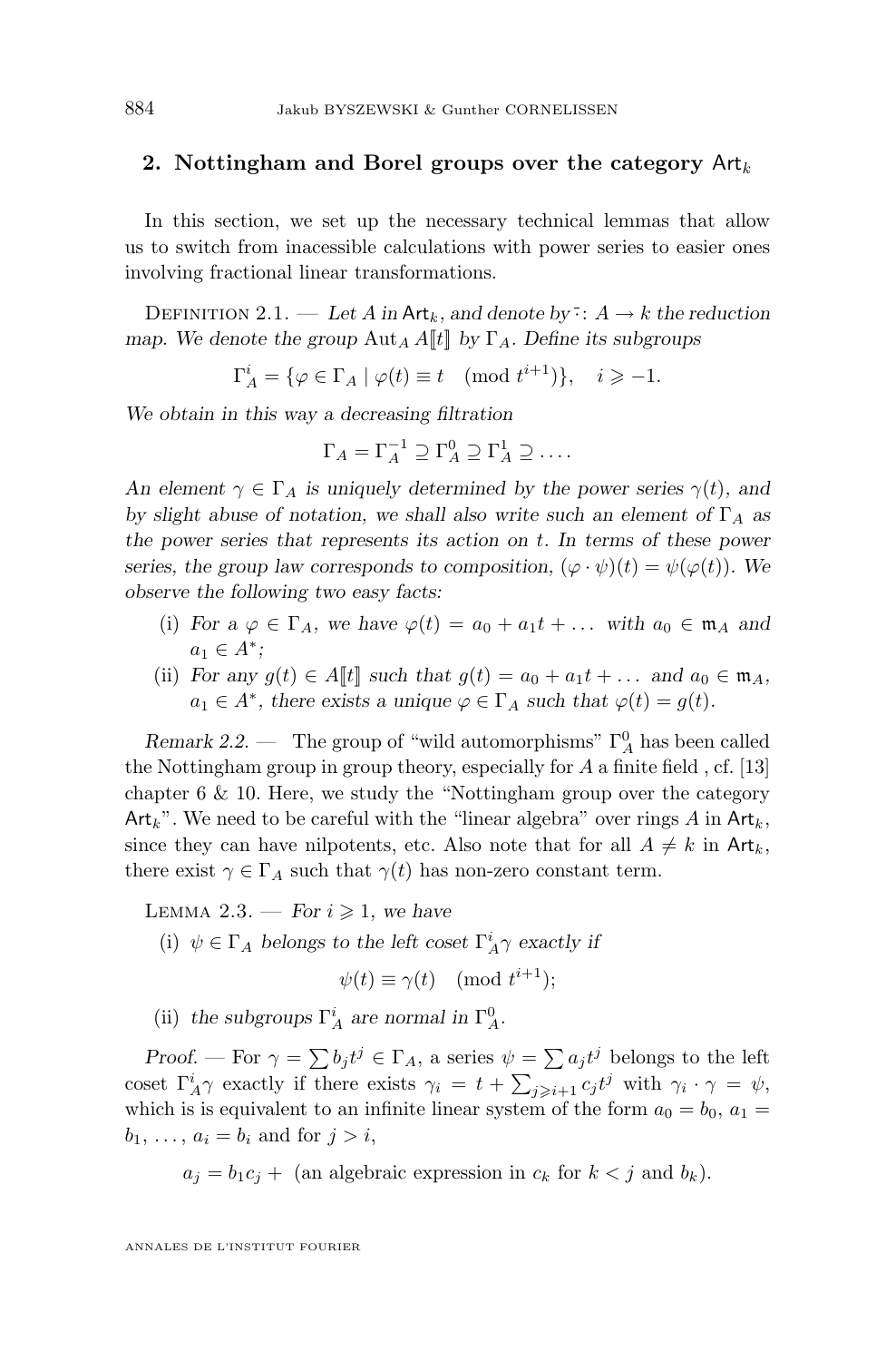## 2. Nottingham and Borel groups over the category $\mathsf{Art}_k$

In this section, we set up the necessary technical lemmas that allow us to switch from inaccessible calculations with power series to easier ones involving fractional linear transformations.

Definition 2.1. — *Let $A$ in $\mathsf{Art}_k$, and denote by $\bar{\cdot}\colon A \to k$ the reduction map. We denote the group $\mathrm{Aut}_A A[\![t]\!]$ by $\Gamma_A$. Define its subgroups*

$$\Gamma_A^i = \{\varphi \in \Gamma_A \mid \varphi(t) \equiv t \pmod{t^{i+1}}\}, \quad i \geqslant -1.$$

*We obtain in this way a decreasing filtration*

$$\Gamma_A = \Gamma_A^{-1} \supseteq \Gamma_A^0 \supseteq \Gamma_A^1 \supseteq \dots.$$

*An element $\gamma \in \Gamma_A$ is uniquely determined by the power series $\gamma(t)$, and by slight abuse of notation, we shall also write such an element of $\Gamma_A$ as the power series that represents its action on $t$. In terms of these power series, the group law corresponds to composition, $(\varphi \cdot \psi)(t) = \psi(\varphi(t))$. We observe the following two easy facts:*

(i) *For a $\varphi \in \Gamma_A$, we have $\varphi(t) = a_0 + a_1 t + \dots$ with $a_0 \in \mathfrak{m}_A$ and $a_1 \in A^*$;*

(ii) *For any $g(t) \in A[\![t]\!]$ such that $g(t) = a_0 + a_1 t + \dots$ and $a_0 \in \mathfrak{m}_A$, $a_1 \in A^*$, there exists a unique $\varphi \in \Gamma_A$ such that $\varphi(t) = g(t)$.*

*Remark 2.2.* — The group of "wild automorphisms" $\Gamma_A^0$ has been called the Nottingham group in group theory, especially for $A$ a finite field , cf. [13] chapter 6 & 10. Here, we study the "Nottingham group over the category $\mathsf{Art}_k$". We need to be careful with the "linear algebra" over rings $A$ in $\mathsf{Art}_k$, since they can have nilpotents, etc. Also note that for all $A \neq k$ in $\mathsf{Art}_k$, there exist $\gamma \in \Gamma_A$ such that $\gamma(t)$ has non-zero constant term.

Lemma 2.3. — *For $i \geqslant 1$, we have*

(i) *$\psi \in \Gamma_A$ belongs to the left coset $\Gamma_A^i \gamma$ exactly if*
$$\psi(t) \equiv \gamma(t) \pmod{t^{i+1}};$$

(ii) *the subgroups $\Gamma_A^i$ are normal in $\Gamma_A^0$.*

*Proof.* — For $\gamma = \sum b_j t^j \in \Gamma_A$, a series $\psi = \sum a_j t^j$ belongs to the left coset $\Gamma_A^i \gamma$ exactly if there exists $\gamma_i = t + \sum_{j \geqslant i+1} c_j t^j$ with $\gamma_i \cdot \gamma = \psi$, which is is equivalent to an infinite linear system of the form $a_0 = b_0$, $a_1 = b_1, \dots, a_i = b_i$ and for $j > i$,

$$a_j = b_1 c_j + \text{ (an algebraic expression in } c_k \text{ for } k < j \text{ and } b_k).$$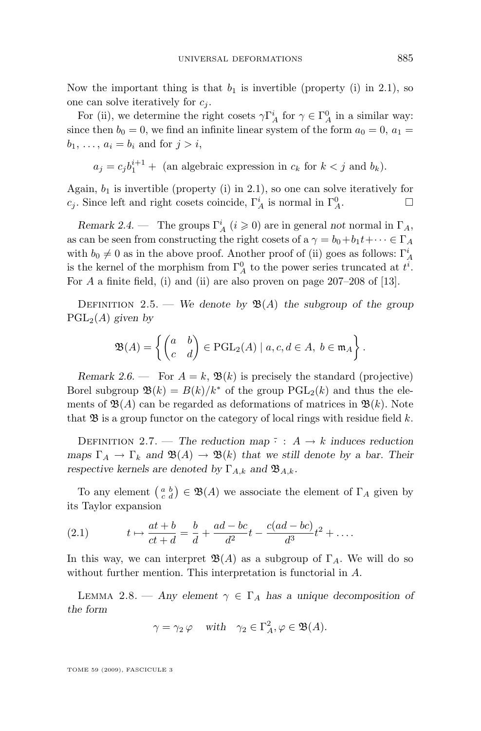Now the important thing is that $b_1$ is invertible (property (i) in 2.1), so one can solve iteratively for $c_j$.

For (ii), we determine the right cosets $\gamma\Gamma_A^i$ for $\gamma \in \Gamma_A^0$ in a similar way: since then $b_0 = 0$, we find an infinite linear system of the form $a_0 = 0$, $a_1 = b_1, \ldots, a_i = b_i$ and for $j > i$,

$$a_j = c_j b_1^{i+1} + \text{ (an algebraic expression in } c_k \text{ for } k < j \text{ and } b_k).$$

Again, $b_1$ is invertible (property (i) in 2.1), so one can solve iteratively for $c_j$. Since left and right cosets coincide, $\Gamma_A^i$ is normal in $\Gamma_A^0$. □

*Remark 2.4.* — The groups $\Gamma_A^i$ ($i \geqslant 0$) are in general *not* normal in $\Gamma_A$, as can be seen from constructing the right cosets of a $\gamma = b_0 + b_1 t + \cdots \in \Gamma_A$ with $b_0 \neq 0$ as in the above proof. Another proof of (ii) goes as follows: $\Gamma_A^i$ is the kernel of the morphism from $\Gamma_A^0$ to the power series truncated at $t^i$. For $A$ a finite field, (i) and (ii) are also proven on page 207–208 of [13].

Definition 2.5. — *We denote by $\mathfrak{B}(A)$ the subgroup of the group $\mathrm{PGL}_2(A)$ given by*

$$\mathfrak{B}(A) = \left\{ \begin{pmatrix} a & b \\ c & d \end{pmatrix} \in \mathrm{PGL}_2(A) \mid a, c, d \in A,\ b \in \mathfrak{m}_A \right\}.$$

*Remark 2.6.* — For $A = k$, $\mathfrak{B}(k)$ is precisely the standard (projective) Borel subgroup $\mathfrak{B}(k) = B(k)/k^*$ of the group $\mathrm{PGL}_2(k)$ and thus the elements of $\mathfrak{B}(A)$ can be regarded as deformations of matrices in $\mathfrak{B}(k)$. Note that $\mathfrak{B}$ is a group functor on the category of local rings with residue field $k$.

Definition 2.7. — *The reduction map $\bar{\cdot} : A \to k$ induces reduction maps $\Gamma_A \to \Gamma_k$ and $\mathfrak{B}(A) \to \mathfrak{B}(k)$ that we still denote by a bar. Their respective kernels are denoted by $\Gamma_{A,k}$ and $\mathfrak{B}_{A,k}$.*

To any element $\left(\begin{smallmatrix} a & b \\ c & d \end{smallmatrix}\right) \in \mathfrak{B}(A)$ we associate the element of $\Gamma_A$ given by its Taylor expansion

$$t \mapsto \frac{at+b}{ct+d} = \frac{b}{d} + \frac{ad-bc}{d^2}t - \frac{c(ad-bc)}{d^3}t^2 + \ldots. \tag{2.1}$$

In this way, we can interpret $\mathfrak{B}(A)$ as a subgroup of $\Gamma_A$. We will do so without further mention. This interpretation is functorial in $A$.

Lemma 2.8. — *Any element $\gamma \in \Gamma_A$ has a unique decomposition of the form*

$$\gamma = \gamma_2\, \varphi \quad \textit{with} \quad \gamma_2 \in \Gamma_A^2, \varphi \in \mathfrak{B}(A).$$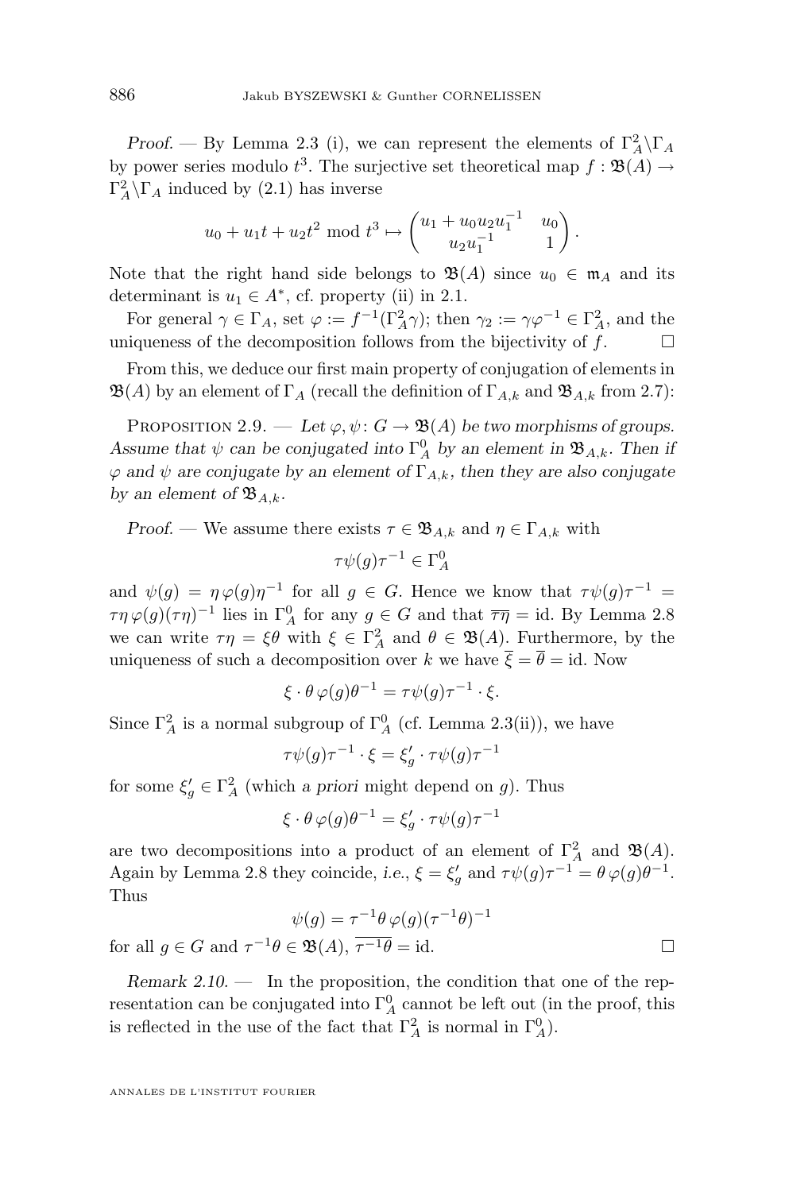*Proof.* — By Lemma 2.3 (i), we can represent the elements of $\Gamma_A^2\backslash\Gamma_A$ by power series modulo $t^3$. The surjective set theoretical map $f : \mathfrak{B}(A) \to \Gamma_A^2\backslash\Gamma_A$ induced by (2.1) has inverse

$$u_0 + u_1 t + u_2 t^2 \bmod t^3 \mapsto \begin{pmatrix} u_1 + u_0 u_2 u_1^{-1} & u_0 \\ u_2 u_1^{-1} & 1 \end{pmatrix}.$$

Note that the right hand side belongs to $\mathfrak{B}(A)$ since $u_0 \in \mathfrak{m}_A$ and its determinant is $u_1 \in A^*$, cf. property (ii) in 2.1.

For general $\gamma \in \Gamma_A$, set $\varphi := f^{-1}(\Gamma_A^2\gamma)$; then $\gamma_2 := \gamma\varphi^{-1} \in \Gamma_A^2$, and the uniqueness of the decomposition follows from the bijectivity of $f$. □

From this, we deduce our first main property of conjugation of elements in $\mathfrak{B}(A)$ by an element of $\Gamma_A$ (recall the definition of $\Gamma_{A,k}$ and $\mathfrak{B}_{A,k}$ from 2.7):

Proposition 2.9. — *Let $\varphi, \psi \colon G \to \mathfrak{B}(A)$ be two morphisms of groups. Assume that $\psi$ can be conjugated into $\Gamma_A^0$ by an element in $\mathfrak{B}_{A,k}$. Then if $\varphi$ and $\psi$ are conjugate by an element of $\Gamma_{A,k}$, then they are also conjugate by an element of $\mathfrak{B}_{A,k}$.*

*Proof.* — We assume there exists $\tau \in \mathfrak{B}_{A,k}$ and $\eta \in \Gamma_{A,k}$ with

$$\tau\psi(g)\tau^{-1} \in \Gamma_A^0$$

and $\psi(g) = \eta\,\varphi(g)\eta^{-1}$ for all $g \in G$. Hence we know that $\tau\psi(g)\tau^{-1} = \tau\eta\,\varphi(g)(\tau\eta)^{-1}$ lies in $\Gamma_A^0$ for any $g \in G$ and that $\overline{\tau\eta} = \mathrm{id}$. By Lemma 2.8 we can write $\tau\eta = \xi\theta$ with $\xi \in \Gamma_A^2$ and $\theta \in \mathfrak{B}(A)$. Furthermore, by the uniqueness of such a decomposition over $k$ we have $\overline{\xi} = \overline{\theta} = \mathrm{id}$. Now

$$\xi \cdot \theta\,\varphi(g)\theta^{-1} = \tau\psi(g)\tau^{-1} \cdot \xi.$$

Since $\Gamma_A^2$ is a normal subgroup of $\Gamma_A^0$ (cf. Lemma 2.3(ii)), we have

$$\tau\psi(g)\tau^{-1} \cdot \xi = \xi'_g \cdot \tau\psi(g)\tau^{-1}$$

for some $\xi'_g \in \Gamma_A^2$ (which *a priori* might depend on $g$). Thus

$$\xi \cdot \theta\,\varphi(g)\theta^{-1} = \xi'_g \cdot \tau\psi(g)\tau^{-1}$$

are two decompositions into a product of an element of $\Gamma_A^2$ and $\mathfrak{B}(A)$. Again by Lemma 2.8 they coincide, *i.e.*, $\xi = \xi'_g$ and $\tau\psi(g)\tau^{-1} = \theta\,\varphi(g)\theta^{-1}$. Thus

$$\psi(g) = \tau^{-1}\theta\,\varphi(g)(\tau^{-1}\theta)^{-1}$$

for all $g \in G$ and $\tau^{-1}\theta \in \mathfrak{B}(A)$, $\overline{\tau^{-1}\theta} = \mathrm{id}$. □

*Remark 2.10.* — In the proposition, the condition that one of the representation can be conjugated into $\Gamma_A^0$ cannot be left out (in the proof, this is reflected in the use of the fact that $\Gamma_A^2$ is normal in $\Gamma_A^0$).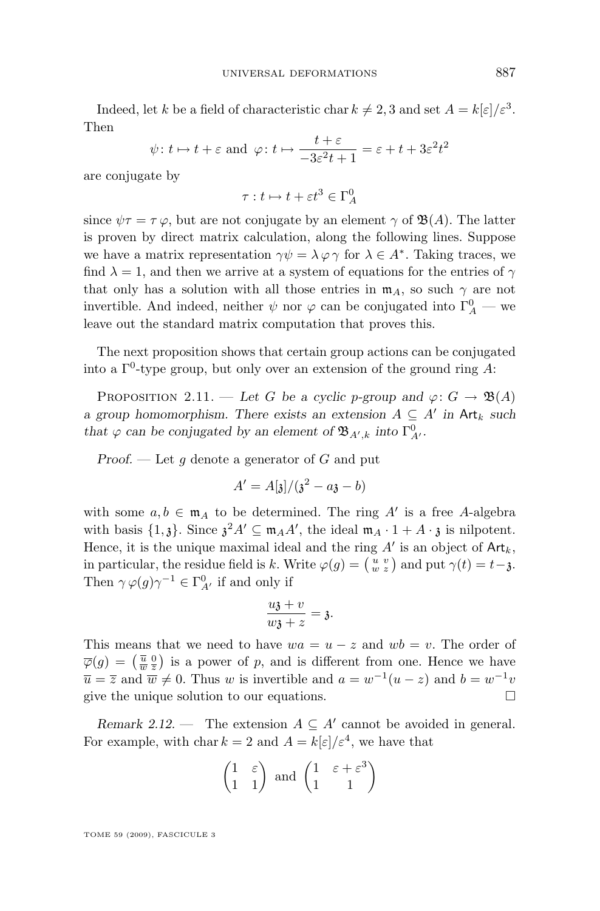Indeed, let $k$ be a field of characteristic $\operatorname{char} k \neq 2, 3$ and set $A = k[\varepsilon]/\varepsilon^3$. Then

$$\psi \colon t \mapsto t + \varepsilon \text{ and } \varphi \colon t \mapsto \frac{t+\varepsilon}{-3\varepsilon^2 t + 1} = \varepsilon + t + 3\varepsilon^2 t^2$$

are conjugate by

$$\tau : t \mapsto t + \varepsilon t^3 \in \Gamma_A^0$$

since $\psi\tau = \tau\,\varphi$, but are not conjugate by an element $\gamma$ of $\mathfrak{B}(A)$. The latter is proven by direct matrix calculation, along the following lines. Suppose we have a matrix representation $\gamma\psi = \lambda\,\varphi\,\gamma$ for $\lambda \in A^*$. Taking traces, we find $\lambda = 1$, and then we arrive at a system of equations for the entries of $\gamma$ that only has a solution with all those entries in $\mathfrak{m}_A$, so such $\gamma$ are not invertible. And indeed, neither $\psi$ nor $\varphi$ can be conjugated into $\Gamma_A^0$ — we leave out the standard matrix computation that proves this.

The next proposition shows that certain group actions can be conjugated into a $\Gamma^0$-type group, but only over an extension of the ground ring $A$:

Proposition 2.11. — *Let $G$ be a cyclic $p$-group and $\varphi \colon G \to \mathfrak{B}(A)$ a group homomorphism. There exists an extension $A \subseteq A'$ in $\mathsf{Art}_k$ such that $\varphi$ can be conjugated by an element of $\mathfrak{B}_{A',k}$ into $\Gamma_{A'}^0$.*

*Proof.* — Let $g$ denote a generator of $G$ and put

$$A' = A[\mathfrak{z}]/(\mathfrak{z}^2 - a\mathfrak{z} - b)$$

with some $a, b \in \mathfrak{m}_A$ to be determined. The ring $A'$ is a free $A$-algebra with basis $\{1, \mathfrak{z}\}$. Since $\mathfrak{z}^2 A' \subseteq \mathfrak{m}_A A'$, the ideal $\mathfrak{m}_A \cdot 1 + A \cdot \mathfrak{z}$ is nilpotent. Hence, it is the unique maximal ideal and the ring $A'$ is an object of $\mathsf{Art}_k$, in particular, the residue field is $k$. Write $\varphi(g) = \left(\begin{smallmatrix} u & v \\ w & z \end{smallmatrix}\right)$ and put $\gamma(t) = t - \mathfrak{z}$. Then $\gamma\,\varphi(g)\gamma^{-1} \in \Gamma_{A'}^0$ if and only if

$$\frac{u\mathfrak{z} + v}{w\mathfrak{z} + z} = \mathfrak{z}.$$

This means that we need to have $wa = u - z$ and $wb = v$. The order of $\overline{\varphi}(g) = \left(\begin{smallmatrix} \overline{u} & 0 \\ \overline{w} & \overline{z} \end{smallmatrix}\right)$ is a power of $p$, and is different from one. Hence we have $\overline{u} = \overline{z}$ and $\overline{w} \neq 0$. Thus $w$ is invertible and $a = w^{-1}(u - z)$ and $b = w^{-1}v$ give the unique solution to our equations. $\square$

*Remark 2.12.* — The extension $A \subseteq A'$ cannot be avoided in general. For example, with $\operatorname{char} k = 2$ and $A = k[\varepsilon]/\varepsilon^4$, we have that

$$\begin{pmatrix} 1 & \varepsilon \\ 1 & 1 \end{pmatrix} \text{ and } \begin{pmatrix} 1 & \varepsilon + \varepsilon^3 \\ 1 & 1 \end{pmatrix}$$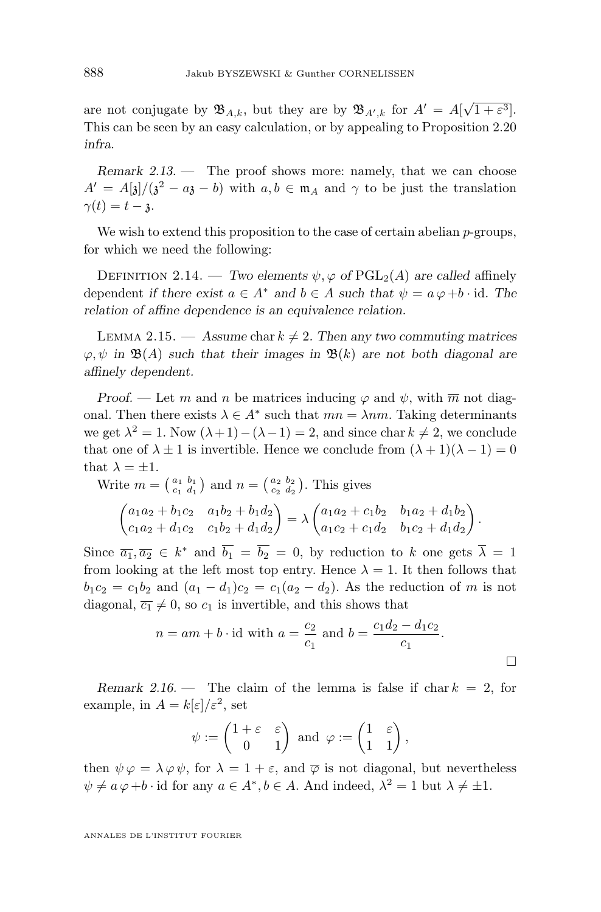are not conjugate by $\mathfrak{B}_{A,k}$, but they are by $\mathfrak{B}_{A',k}$ for $A' = A[\sqrt{1+\varepsilon^3}]$. This can be seen by an easy calculation, or by appealing to Proposition 2.20 *infra*.

*Remark 2.13.* — The proof shows more: namely, that we can choose $A' = A[\mathfrak{z}]/(\mathfrak{z}^2 - a\mathfrak{z} - b)$ with $a, b \in \mathfrak{m}_A$ and $\gamma$ to be just the translation $\gamma(t) = t - \mathfrak{z}$.

We wish to extend this proposition to the case of certain abelian $p$-groups, for which we need the following:

Definition 2.14. — *Two elements $\psi, \varphi$ of $\mathrm{PGL}_2(A)$ are called* affinely dependent *if there exist $a \in A^*$ and $b \in A$ such that $\psi = a\,\varphi + b \cdot \mathrm{id}$. The relation of affine dependence is an equivalence relation.*

Lemma 2.15. — *Assume $\operatorname{char} k \neq 2$. Then any two commuting matrices $\varphi, \psi$ in $\mathfrak{B}(A)$ such that their images in $\mathfrak{B}(k)$ are not both diagonal are affinely dependent.*

*Proof.* — Let $m$ and $n$ be matrices inducing $\varphi$ and $\psi$, with $\overline{m}$ not diagonal. Then there exists $\lambda \in A^*$ such that $mn = \lambda nm$. Taking determinants we get $\lambda^2 = 1$. Now $(\lambda+1) - (\lambda-1) = 2$, and since $\operatorname{char} k \neq 2$, we conclude that one of $\lambda \pm 1$ is invertible. Hence we conclude from $(\lambda+1)(\lambda-1) = 0$ that $\lambda = \pm 1$.

Write $m = \left(\begin{smallmatrix} a_1 & b_1 \\ c_1 & d_1 \end{smallmatrix}\right)$ and $n = \left(\begin{smallmatrix} a_2 & b_2 \\ c_2 & d_2 \end{smallmatrix}\right)$. This gives

$$\begin{pmatrix} a_1a_2 + b_1c_2 & a_1b_2 + b_1d_2 \\ c_1a_2 + d_1c_2 & c_1b_2 + d_1d_2 \end{pmatrix} = \lambda \begin{pmatrix} a_1a_2 + c_1b_2 & b_1a_2 + d_1b_2 \\ a_1c_2 + c_1d_2 & b_1c_2 + d_1d_2 \end{pmatrix}.$$

Since $\overline{a_1}, \overline{a_2} \in k^*$ and $\overline{b_1} = \overline{b_2} = 0$, by reduction to $k$ one gets $\overline{\lambda} = 1$ from looking at the left most top entry. Hence $\lambda = 1$. It then follows that $b_1c_2 = c_1b_2$ and $(a_1 - d_1)c_2 = c_1(a_2 - d_2)$. As the reduction of $m$ is not diagonal, $\overline{c_1} \neq 0$, so $c_1$ is invertible, and this shows that

$$n = am + b \cdot \mathrm{id} \text{ with } a = \frac{c_2}{c_1} \text{ and } b = \frac{c_1d_2 - d_1c_2}{c_1}.$$

$\square$

*Remark 2.16.* — The claim of the lemma is false if $\operatorname{char} k = 2$, for example, in $A = k[\varepsilon]/\varepsilon^2$, set

$$\psi := \begin{pmatrix} 1+\varepsilon & \varepsilon \\ 0 & 1 \end{pmatrix} \text{ and } \varphi := \begin{pmatrix} 1 & \varepsilon \\ 1 & 1 \end{pmatrix},$$

then $\psi\,\varphi = \lambda\,\varphi\,\psi$, for $\lambda = 1+\varepsilon$, and $\overline{\varphi}$ is not diagonal, but nevertheless $\psi \neq a\,\varphi + b \cdot \mathrm{id}$ for any $a \in A^*, b \in A$. And indeed, $\lambda^2 = 1$ but $\lambda \neq \pm 1$.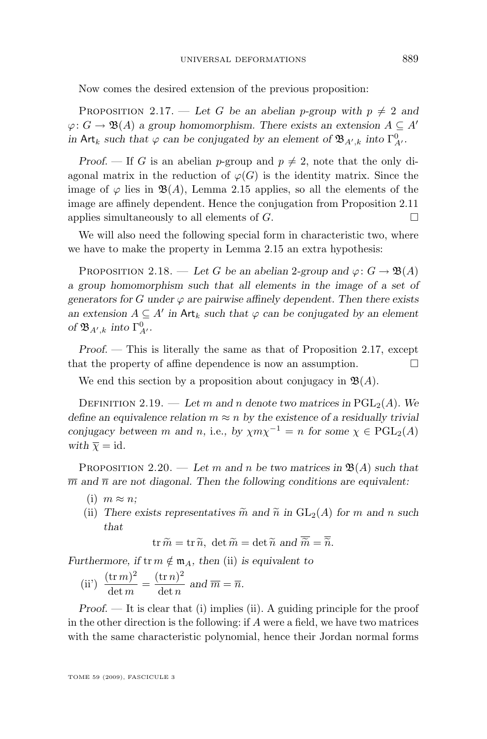Now comes the desired extension of the previous proposition:

Proposition 2.17. — *Let $G$ be an abelian $p$-group with $p \neq 2$ and $\varphi\colon G \to \mathfrak{B}(A)$ a group homomorphism. There exists an extension $A \subseteq A'$ in $\mathsf{Art}_k$ such that $\varphi$ can be conjugated by an element of $\mathfrak{B}_{A',k}$ into $\Gamma^0_{A'}$.*

*Proof.* — If $G$ is an abelian $p$-group and $p \neq 2$, note that the only diagonal matrix in the reduction of $\varphi(G)$ is the identity matrix. Since the image of $\varphi$ lies in $\mathfrak{B}(A)$, Lemma 2.15 applies, so all the elements of the image are affinely dependent. Hence the conjugation from Proposition 2.11 applies simultaneously to all elements of $G$. □

We will also need the following special form in characteristic two, where we have to make the property in Lemma 2.15 an extra hypothesis:

Proposition 2.18. — *Let $G$ be an abelian 2-group and $\varphi\colon G \to \mathfrak{B}(A)$ a group homomorphism such that all elements in the image of a set of generators for $G$ under $\varphi$ are pairwise affinely dependent. Then there exists an extension $A \subseteq A'$ in $\mathsf{Art}_k$ such that $\varphi$ can be conjugated by an element of $\mathfrak{B}_{A',k}$ into $\Gamma^0_{A'}$.*

*Proof.* — This is literally the same as that of Proposition 2.17, except that the property of affine dependence is now an assumption. □

We end this section by a proposition about conjugacy in $\mathfrak{B}(A)$.

Definition 2.19. — *Let $m$ and $n$ denote two matrices in $\mathrm{PGL}_2(A)$. We define an equivalence relation $m \approx n$ by the existence of a residually trivial conjugacy between $m$ and $n$, i.e., by $\chi m \chi^{-1} = n$ for some $\chi \in \mathrm{PGL}_2(A)$ with $\overline{\chi} = \mathrm{id}$.*

Proposition 2.20. — *Let $m$ and $n$ be two matrices in $\mathfrak{B}(A)$ such that $\overline{m}$ and $\overline{n}$ are not diagonal. Then the following conditions are equivalent:*

(i) *$m \approx n$;*

(ii) *There exists representatives $\widetilde{m}$ and $\widetilde{n}$ in $\mathrm{GL}_2(A)$ for $m$ and $n$ such that*

$$\operatorname{tr} \widetilde{m} = \operatorname{tr} \widetilde{n},\ \det \widetilde{m} = \det \widetilde{n} \text{ and } \overline{\widetilde{m}} = \overline{\widetilde{n}}.$$

*Furthermore, if $\operatorname{tr} m \notin \mathfrak{m}_A$, then (ii) is equivalent to*

(ii') $\dfrac{(\operatorname{tr} m)^2}{\det m} = \dfrac{(\operatorname{tr} n)^2}{\det n}$ *and $\overline{m} = \overline{n}$.*

*Proof.* — It is clear that (i) implies (ii). A guiding principle for the proof in the other direction is the following: if $A$ were a field, we have two matrices with the same characteristic polynomial, hence their Jordan normal forms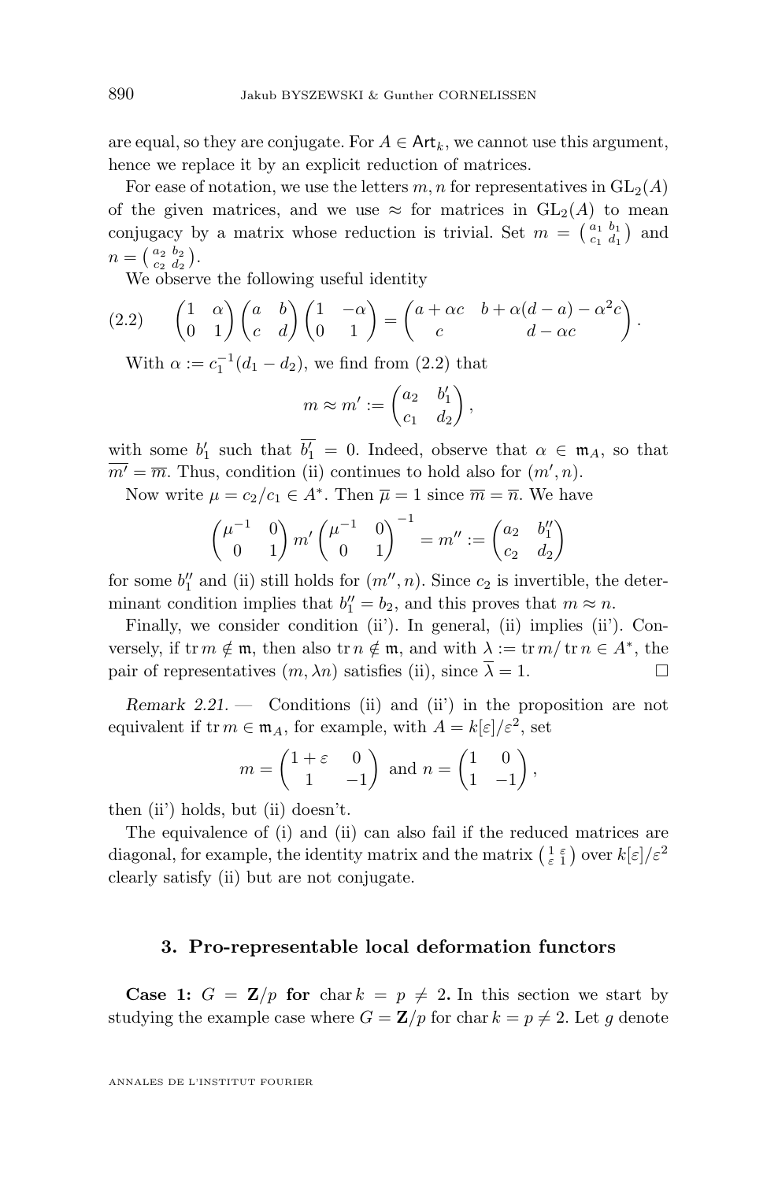are equal, so they are conjugate. For $A \in \mathsf{Art}_k$, we cannot use this argument, hence we replace it by an explicit reduction of matrices.

For ease of notation, we use the letters $m, n$ for representatives in $\mathrm{GL}_2(A)$ of the given matrices, and we use $\approx$ for matrices in $\mathrm{GL}_2(A)$ to mean conjugacy by a matrix whose reduction is trivial. Set $m = \left(\begin{smallmatrix} a_1 & b_1 \\ c_1 & d_1 \end{smallmatrix}\right)$ and $n = \left(\begin{smallmatrix} a_2 & b_2 \\ c_2 & d_2 \end{smallmatrix}\right)$.

We observe the following useful identity

$$\begin{pmatrix} 1 & \alpha \\ 0 & 1 \end{pmatrix} \begin{pmatrix} a & b \\ c & d \end{pmatrix} \begin{pmatrix} 1 & -\alpha \\ 0 & 1 \end{pmatrix} = \begin{pmatrix} a + \alpha c & b + \alpha(d-a) - \alpha^2 c \\ c & d - \alpha c \end{pmatrix}. \tag{2.2}$$

With $\alpha := c_1^{-1}(d_1 - d_2)$, we find from (2.2) that

$$m \approx m' := \begin{pmatrix} a_2 & b_1' \\ c_1 & d_2 \end{pmatrix},$$

with some $b_1'$ such that $\overline{b_1'} = 0$. Indeed, observe that $\alpha \in \mathfrak{m}_A$, so that $\overline{m'} = \overline{m}$. Thus, condition (ii) continues to hold also for $(m', n)$.

Now write $\mu = c_2/c_1 \in A^*$. Then $\overline{\mu} = 1$ since $\overline{m} = \overline{n}$. We have

$$\begin{pmatrix} \mu^{-1} & 0 \\ 0 & 1 \end{pmatrix} m' \begin{pmatrix} \mu^{-1} & 0 \\ 0 & 1 \end{pmatrix}^{-1} = m'' := \begin{pmatrix} a_2 & b_1'' \\ c_2 & d_2 \end{pmatrix}$$

for some $b_1''$ and (ii) still holds for $(m'', n)$. Since $c_2$ is invertible, the determinant condition implies that $b_1'' = b_2$, and this proves that $m \approx n$.

Finally, we consider condition (ii'). In general, (ii) implies (ii'). Conversely, if $\operatorname{tr} m \notin \mathfrak{m}$, then also $\operatorname{tr} n \notin \mathfrak{m}$, and with $\lambda := \operatorname{tr} m / \operatorname{tr} n \in A^*$, the pair of representatives $(m, \lambda n)$ satisfies (ii), since $\overline{\lambda} = 1$. □

*Remark 2.21.* — Conditions (ii) and (ii') in the proposition are not equivalent if $\operatorname{tr} m \in \mathfrak{m}_A$, for example, with $A = k[\varepsilon]/\varepsilon^2$, set

$$m = \begin{pmatrix} 1+\varepsilon & 0 \\ 1 & -1 \end{pmatrix} \text{ and } n = \begin{pmatrix} 1 & 0 \\ 1 & -1 \end{pmatrix},$$

then (ii') holds, but (ii) doesn't.

The equivalence of (i) and (ii) can also fail if the reduced matrices are diagonal, for example, the identity matrix and the matrix $\left(\begin{smallmatrix} 1 & \varepsilon \\ \varepsilon & 1 \end{smallmatrix}\right)$ over $k[\varepsilon]/\varepsilon^2$ clearly satisfy (ii) but are not conjugate.

## 3. Pro-representable local deformation functors

**Case 1: $G = \mathbf{Z}/p$ for $\operatorname{char} k = p \neq 2$.** In this section we start by studying the example case where $G = \mathbf{Z}/p$ for $\operatorname{char} k = p \neq 2$. Let $g$ denote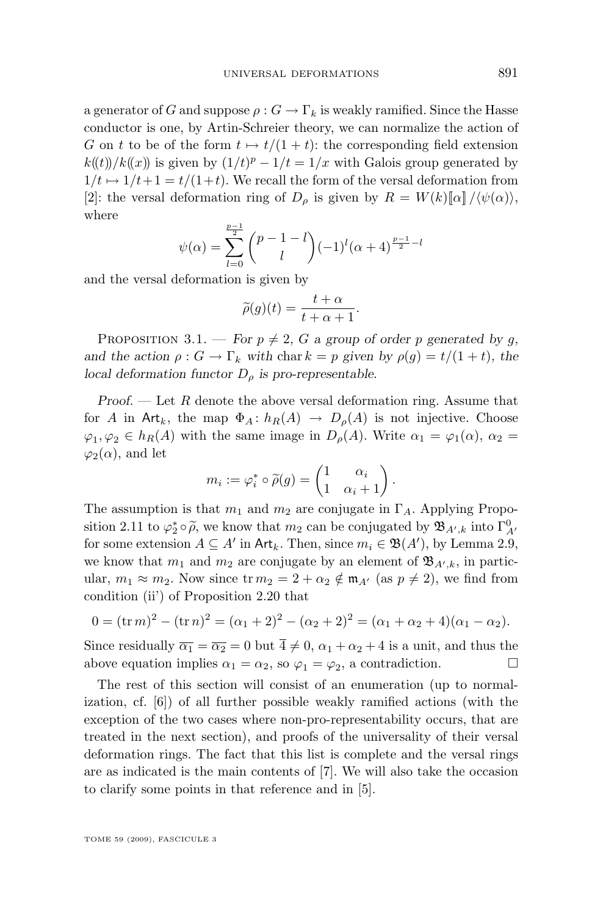a generator of $G$ and suppose $\rho : G \to \Gamma_k$ is weakly ramified. Since the Hasse conductor is one, by Artin-Schreier theory, we can normalize the action of $G$ on $t$ to be of the form $t \mapsto t/(1+t)$: the corresponding field extension $k(\!(t)\!)/k(\!(x)\!)$ is given by $(1/t)^p - 1/t = 1/x$ with Galois group generated by $1/t \mapsto 1/t+1 = t/(1+t)$. We recall the form of the versal deformation from [2]: the versal deformation ring of $D_\rho$ is given by $R = W(k)[\![\alpha]\!]/\langle\psi(\alpha)\rangle$, where

$$\psi(\alpha) = \sum_{l=0}^{\frac{p-1}{2}} \binom{p-1-l}{l} (-1)^l (\alpha+4)^{\frac{p-1}{2}-l}$$

and the versal deformation is given by

$$\widetilde{\rho}(g)(t) = \frac{t+\alpha}{t+\alpha+1}.$$

Proposition 3.1. — *For $p \neq 2$, $G$ a group of order $p$ generated by $g$, and the action $\rho : G \to \Gamma_k$ with $\operatorname{char} k = p$ given by $\rho(g) = t/(1+t)$, the local deformation functor $D_\rho$ is pro-representable.*

*Proof.* — Let $R$ denote the above versal deformation ring. Assume that for $A$ in $\mathsf{Art}_k$, the map $\Phi_A \colon h_R(A) \to D_\rho(A)$ is not injective. Choose $\varphi_1, \varphi_2 \in h_R(A)$ with the same image in $D_\rho(A)$. Write $\alpha_1 = \varphi_1(\alpha)$, $\alpha_2 = \varphi_2(\alpha)$, and let

$$m_i := \varphi_i^* \circ \widetilde{\rho}(g) = \begin{pmatrix} 1 & \alpha_i \\ 1 & \alpha_i + 1 \end{pmatrix}.$$

The assumption is that $m_1$ and $m_2$ are conjugate in $\Gamma_A$. Applying Proposition 2.11 to $\varphi_2^* \circ \widetilde{\rho}$, we know that $m_2$ can be conjugated by $\mathfrak{B}_{A',k}$ into $\Gamma^0_{A'}$ for some extension $A \subseteq A'$ in $\mathsf{Art}_k$. Then, since $m_i \in \mathfrak{B}(A')$, by Lemma 2.9, we know that $m_1$ and $m_2$ are conjugate by an element of $\mathfrak{B}_{A',k}$, in particular, $m_1 \approx m_2$. Now since $\operatorname{tr} m_2 = 2 + \alpha_2 \notin \mathfrak{m}_{A'}$ (as $p \neq 2$), we find from condition (ii') of Proposition 2.20 that

$$0 = (\operatorname{tr} m)^2 - (\operatorname{tr} n)^2 = (\alpha_1 + 2)^2 - (\alpha_2 + 2)^2 = (\alpha_1 + \alpha_2 + 4)(\alpha_1 - \alpha_2).$$

Since residually $\overline{\alpha_1} = \overline{\alpha_2} = 0$ but $\overline{4} \neq 0$, $\alpha_1 + \alpha_2 + 4$ is a unit, and thus the above equation implies $\alpha_1 = \alpha_2$, so $\varphi_1 = \varphi_2$, a contradiction. □

The rest of this section will consist of an enumeration (up to normalization, cf. [6]) of all further possible weakly ramified actions (with the exception of the two cases where non-pro-representability occurs, that are treated in the next section), and proofs of the universality of their versal deformation rings. The fact that this list is complete and the versal rings are as indicated is the main contents of [7]. We will also take the occasion to clarify some points in that reference and in [5].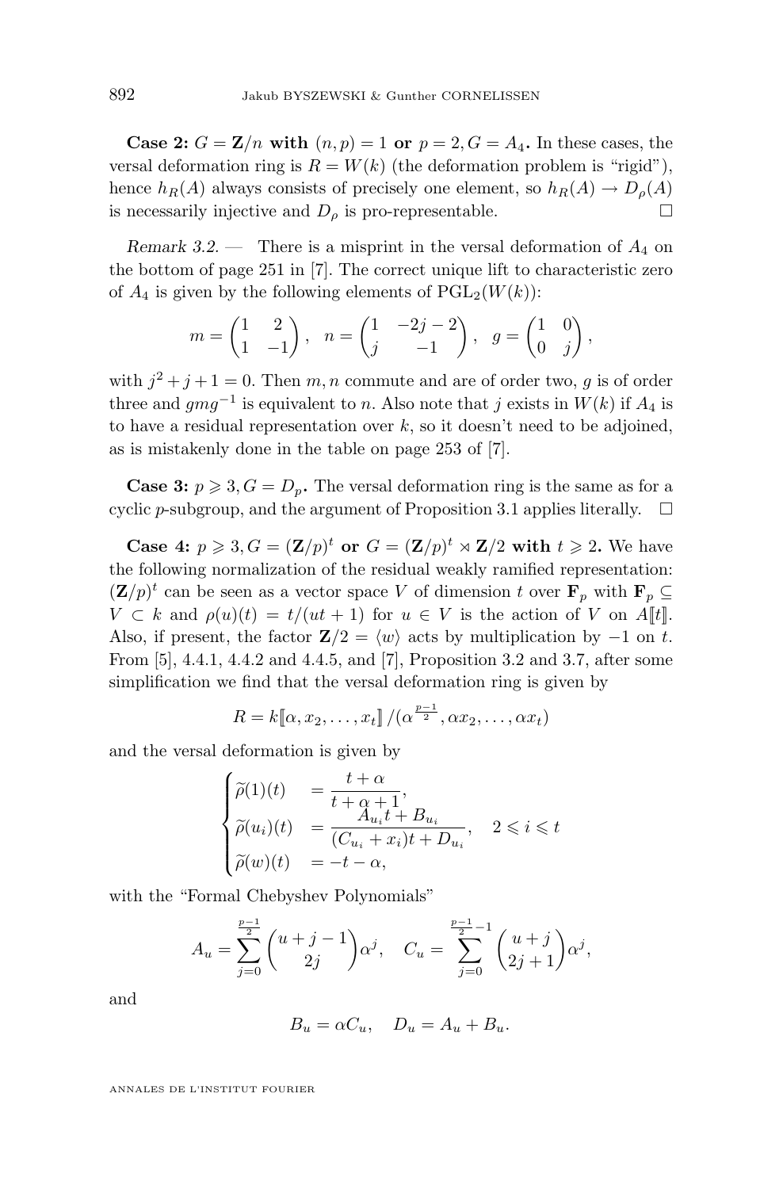**Case 2: $G = \mathbf{Z}/n$ with $(n,p) = 1$ or $p = 2, G = A_4$.** In these cases, the versal deformation ring is $R = W(k)$ (the deformation problem is "rigid"), hence $h_R(A)$ always consists of precisely one element, so $h_R(A) \to D_\rho(A)$ is necessarily injective and $D_\rho$ is pro-representable. □

*Remark 3.2.* — There is a misprint in the versal deformation of $A_4$ on the bottom of page 251 in [7]. The correct unique lift to characteristic zero of $A_4$ is given by the following elements of $\mathrm{PGL}_2(W(k))$:

$$m = \begin{pmatrix} 1 & 2 \\ 1 & -1 \end{pmatrix}, \quad n = \begin{pmatrix} 1 & -2j-2 \\ j & -1 \end{pmatrix}, \quad g = \begin{pmatrix} 1 & 0 \\ 0 & j \end{pmatrix},$$

with $j^2 + j + 1 = 0$. Then $m, n$ commute and are of order two, $g$ is of order three and $gmg^{-1}$ is equivalent to $n$. Also note that $j$ exists in $W(k)$ if $A_4$ is to have a residual representation over $k$, so it doesn't need to be adjoined, as is mistakenly done in the table on page 253 of [7].

**Case 3: $p \geqslant 3, G = D_p$.** The versal deformation ring is the same as for a cyclic $p$-subgroup, and the argument of Proposition 3.1 applies literally. □

**Case 4: $p \geqslant 3, G = (\mathbf{Z}/p)^t$ or $G = (\mathbf{Z}/p)^t \rtimes \mathbf{Z}/2$ with $t \geqslant 2$.** We have the following normalization of the residual weakly ramified representation: $(\mathbf{Z}/p)^t$ can be seen as a vector space $V$ of dimension $t$ over $\mathbf{F}_p$ with $\mathbf{F}_p \subseteq V \subset k$ and $\rho(u)(t) = t/(ut+1)$ for $u \in V$ is the action of $V$ on $A[\![t]\!]$. Also, if present, the factor $\mathbf{Z}/2 = \langle w \rangle$ acts by multiplication by $-1$ on $t$. From [5], 4.4.1, 4.4.2 and 4.4.5, and [7], Proposition 3.2 and 3.7, after some simplification we find that the versal deformation ring is given by

$$R = k[\![\alpha, x_2, \ldots, x_t]\!] / (\alpha^{\frac{p-1}{2}}, \alpha x_2, \ldots, \alpha x_t)$$

and the versal deformation is given by

$$\begin{cases} \widetilde{\rho}(1)(t) &= \dfrac{t+\alpha}{t+\alpha+1}, \\ \widetilde{\rho}(u_i)(t) &= \dfrac{A_{u_i} t + B_{u_i}}{(C_{u_i} + x_i)t + D_{u_i}}, \quad 2 \leqslant i \leqslant t \\ \widetilde{\rho}(w)(t) &= -t - \alpha, \end{cases}$$

with the "Formal Chebyshev Polynomials"

$$A_u = \sum_{j=0}^{\frac{p-1}{2}} \binom{u+j-1}{2j} \alpha^j, \quad C_u = \sum_{j=0}^{\frac{p-1}{2}-1} \binom{u+j}{2j+1} \alpha^j,$$

and

$$B_u = \alpha C_u, \quad D_u = A_u + B_u.$$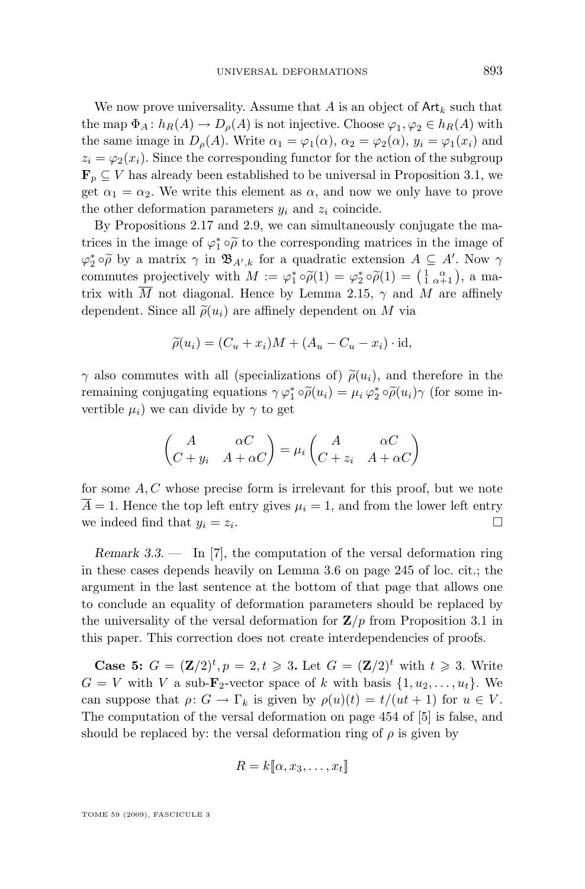We now prove universality. Assume that $A$ is an object of $\mathsf{Art}_k$ such that the map $\Phi_A\colon h_R(A) \to D_\rho(A)$ is not injective. Choose $\varphi_1, \varphi_2 \in h_R(A)$ with the same image in $D_\rho(A)$. Write $\alpha_1 = \varphi_1(\alpha)$, $\alpha_2 = \varphi_2(\alpha)$, $y_i = \varphi_1(x_i)$ and $z_i = \varphi_2(x_i)$. Since the corresponding functor for the action of the subgroup $\mathbf{F}_p \subseteq V$ has already been established to be universal in Proposition 3.1, we get $\alpha_1 = \alpha_2$. We write this element as $\alpha$, and now we only have to prove the other deformation parameters $y_i$ and $z_i$ coincide.

By Propositions 2.17 and 2.9, we can simultaneously conjugate the matrices in the image of $\varphi_1^* \circ \widetilde{\rho}$ to the corresponding matrices in the image of $\varphi_2^* \circ \widetilde{\rho}$ by a matrix $\gamma$ in $\mathfrak{B}_{A',k}$ for a quadratic extension $A \subseteq A'$. Now $\gamma$ commutes projectively with $M := \varphi_1^* \circ \widetilde{\rho}(1) = \varphi_2^* \circ \widetilde{\rho}(1) = \left(\begin{smallmatrix} 1 & \alpha \\ 1 & \alpha+1 \end{smallmatrix}\right)$, a matrix with $\overline{M}$ not diagonal. Hence by Lemma 2.15, $\gamma$ and $M$ are affinely dependent. Since all $\widetilde{\rho}(u_i)$ are affinely dependent on $M$ via

$$\widetilde{\rho}(u_i) = (C_u + x_i)M + (A_u - C_u - x_i) \cdot \mathrm{id},$$

$\gamma$ also commutes with all (specializations of) $\widetilde{\rho}(u_i)$, and therefore in the remaining conjugating equations $\gamma\, \varphi_1^* \circ \widetilde{\rho}(u_i) = \mu_i\, \varphi_2^* \circ \widetilde{\rho}(u_i)\gamma$ (for some invertible $\mu_i$) we can divide by $\gamma$ to get

$$\begin{pmatrix} A & \alpha C \\ C + y_i & A + \alpha C \end{pmatrix} = \mu_i \begin{pmatrix} A & \alpha C \\ C + z_i & A + \alpha C \end{pmatrix}$$

for some $A, C$ whose precise form is irrelevant for this proof, but we note $\overline{A} = 1$. Hence the top left entry gives $\mu_i = 1$, and from the lower left entry we indeed find that $y_i = z_i$. $\square$

*Remark 3.3.* — In [7], the computation of the versal deformation ring in these cases depends heavily on Lemma 3.6 on page 245 of loc. cit.; the argument in the last sentence at the bottom of that page that allows one to conclude an equality of deformation parameters should be replaced by the universality of the versal deformation for $\mathbf{Z}/p$ from Proposition 3.1 in this paper. This correction does not create interdependencies of proofs.

**Case 5: $G = (\mathbf{Z}/2)^t, p = 2, t \geqslant 3$.** Let $G = (\mathbf{Z}/2)^t$ with $t \geqslant 3$. Write $G = V$ with $V$ a sub-$\mathbf{F}_2$-vector space of $k$ with basis $\{1, u_2, \ldots, u_t\}$. We can suppose that $\rho\colon G \to \Gamma_k$ is given by $\rho(u)(t) = t/(ut+1)$ for $u \in V$. The computation of the versal deformation on page 454 of [5] is false, and should be replaced by: the versal deformation ring of $\rho$ is given by

$$R = k[\![\alpha, x_3, \ldots, x_t]\!]$$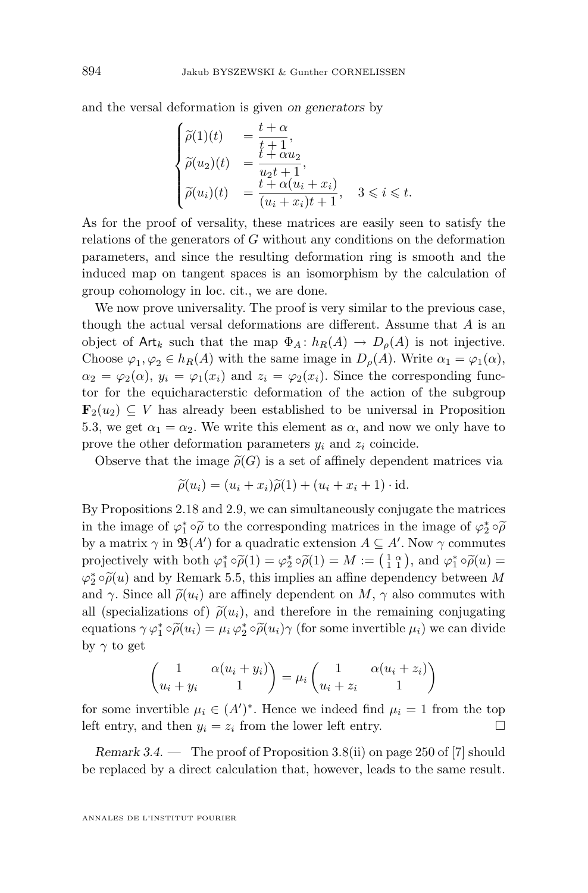and the versal deformation is given *on generators* by

$$\begin{cases} \widetilde{\rho}(1)(t) &= \dfrac{t+\alpha}{t+1}, \\ \widetilde{\rho}(u_2)(t) &= \dfrac{t+\alpha u_2}{u_2 t+1}, \\ \widetilde{\rho}(u_i)(t) &= \dfrac{t+\alpha(u_i+x_i)}{(u_i+x_i)t+1}, \quad 3 \leqslant i \leqslant t. \end{cases}$$

As for the proof of versality, these matrices are easily seen to satisfy the relations of the generators of $G$ without any conditions on the deformation parameters, and since the resulting deformation ring is smooth and the induced map on tangent spaces is an isomorphism by the calculation of group cohomology in loc. cit., we are done.

We now prove universality. The proof is very similar to the previous case, though the actual versal deformations are different. Assume that $A$ is an object of $\mathsf{Art}_k$ such that the map $\Phi_A \colon h_R(A) \to D_\rho(A)$ is not injective. Choose $\varphi_1, \varphi_2 \in h_R(A)$ with the same image in $D_\rho(A)$. Write $\alpha_1 = \varphi_1(\alpha)$, $\alpha_2 = \varphi_2(\alpha)$, $y_i = \varphi_1(x_i)$ and $z_i = \varphi_2(x_i)$. Since the corresponding functor for the equicharacterstic deformation of the action of the subgroup $\mathbf{F}_2(u_2) \subseteq V$ has already been established to be universal in Proposition 5.3, we get $\alpha_1 = \alpha_2$. We write this element as $\alpha$, and now we only have to prove the other deformation parameters $y_i$ and $z_i$ coincide.

Observe that the image $\widetilde{\rho}(G)$ is a set of affinely dependent matrices via

$$\widetilde{\rho}(u_i) = (u_i + x_i)\widetilde{\rho}(1) + (u_i + x_i + 1) \cdot \mathrm{id}.$$

By Propositions 2.18 and 2.9, we can simultaneously conjugate the matrices in the image of $\varphi_1^* \circ \widetilde{\rho}$ to the corresponding matrices in the image of $\varphi_2^* \circ \widetilde{\rho}$ by a matrix $\gamma$ in $\mathfrak{B}(A')$ for a quadratic extension $A \subseteq A'$. Now $\gamma$ commutes projectively with both $\varphi_1^* \circ \widetilde{\rho}(1) = \varphi_2^* \circ \widetilde{\rho}(1) = M := \left(\begin{smallmatrix} 1 & \alpha \\ 1 & 1 \end{smallmatrix}\right)$, and $\varphi_1^* \circ \widetilde{\rho}(u) = \varphi_2^* \circ \widetilde{\rho}(u)$ and by Remark 5.5, this implies an affine dependency between $M$ and $\gamma$. Since all $\widetilde{\rho}(u_i)$ are affinely dependent on $M$, $\gamma$ also commutes with all (specializations of) $\widetilde{\rho}(u_i)$, and therefore in the remaining conjugating equations $\gamma\, \varphi_1^* \circ \widetilde{\rho}(u_i) = \mu_i\, \varphi_2^* \circ \widetilde{\rho}(u_i)\gamma$ (for some invertible $\mu_i$) we can divide by $\gamma$ to get

$$\begin{pmatrix} 1 & \alpha(u_i + y_i) \\ u_i + y_i & 1 \end{pmatrix} = \mu_i \begin{pmatrix} 1 & \alpha(u_i + z_i) \\ u_i + z_i & 1 \end{pmatrix}$$

for some invertible $\mu_i \in (A')^*$. Hence we indeed find $\mu_i = 1$ from the top left entry, and then $y_i = z_i$ from the lower left entry. $\square$

*Remark 3.4.* — The proof of Proposition 3.8(ii) on page 250 of [7] should be replaced by a direct calculation that, however, leads to the same result.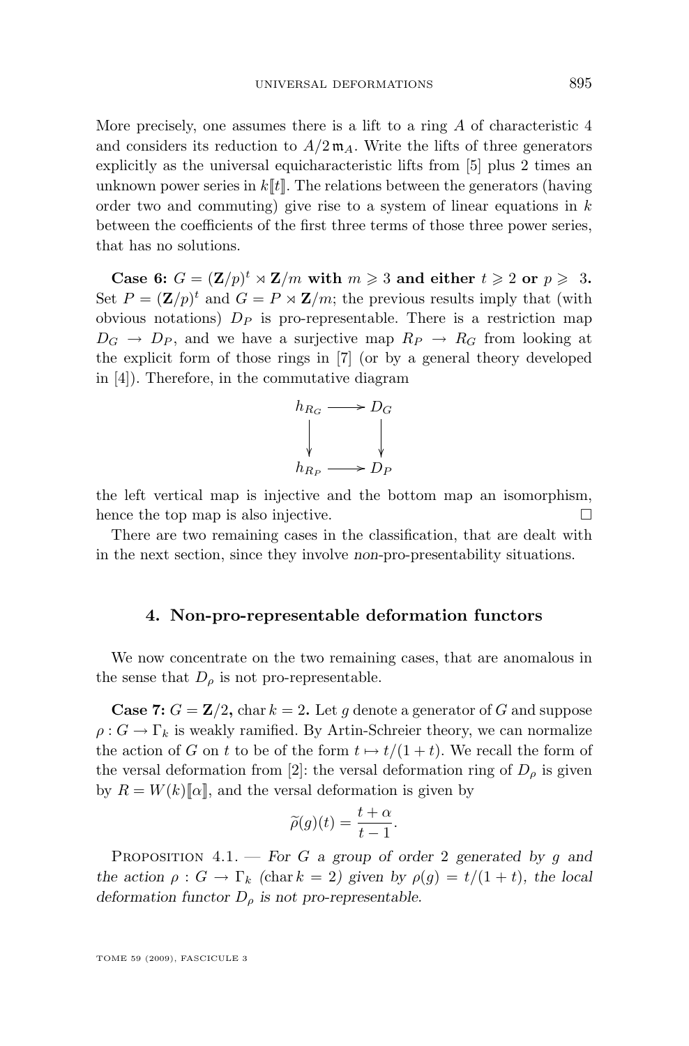More precisely, one assumes there is a lift to a ring $A$ of characteristic 4 and considers its reduction to $A/2\,\mathfrak{m}_A$. Write the lifts of three generators explicitly as the universal equicharacteristic lifts from [5] plus 2 times an unknown power series in $k[\![t]\!]$. The relations between the generators (having order two and commuting) give rise to a system of linear equations in $k$ between the coefficients of the first three terms of those three power series, that has no solutions.

**Case 6: $G = (\mathbf{Z}/p)^t \rtimes \mathbf{Z}/m$ with $m \geqslant 3$ and either $t \geqslant 2$ or $p \geqslant 3$.** Set $P = (\mathbf{Z}/p)^t$ and $G = P \rtimes \mathbf{Z}/m$; the previous results imply that (with obvious notations) $D_P$ is pro-representable. There is a restriction map $D_G \to D_P$, and we have a surjective map $R_P \to R_G$ from looking at the explicit form of those rings in [7] (or by a general theory developed in [4]). Therefore, in the commutative diagram

$$\begin{array}{ccc} h_{R_G} & \longrightarrow & D_G \\ \downarrow & & \downarrow \\ h_{R_P} & \longrightarrow & D_P \end{array}$$

the left vertical map is injective and the bottom map an isomorphism, hence the top map is also injective. □

There are two remaining cases in the classification, that are dealt with in the next section, since they involve *non*-pro-presentability situations.

## 4. Non-pro-representable deformation functors

We now concentrate on the two remaining cases, that are anomalous in the sense that $D_\rho$ is not pro-representable.

**Case 7: $G = \mathbf{Z}/2$, $\operatorname{char} k = 2$.** Let $g$ denote a generator of $G$ and suppose $\rho : G \to \Gamma_k$ is weakly ramified. By Artin-Schreier theory, we can normalize the action of $G$ on $t$ to be of the form $t \mapsto t/(1+t)$. We recall the form of the versal deformation from [2]: the versal deformation ring of $D_\rho$ is given by $R = W(k)[\![\alpha]\!]$, and the versal deformation is given by

$$\widetilde{\rho}(g)(t) = \frac{t+\alpha}{t-1}.$$

Proposition 4.1. — *For $G$ a group of order 2 generated by $g$ and the action $\rho : G \to \Gamma_k$ ($\operatorname{char} k = 2$) given by $\rho(g) = t/(1+t)$, the local deformation functor $D_\rho$ is not pro-representable.*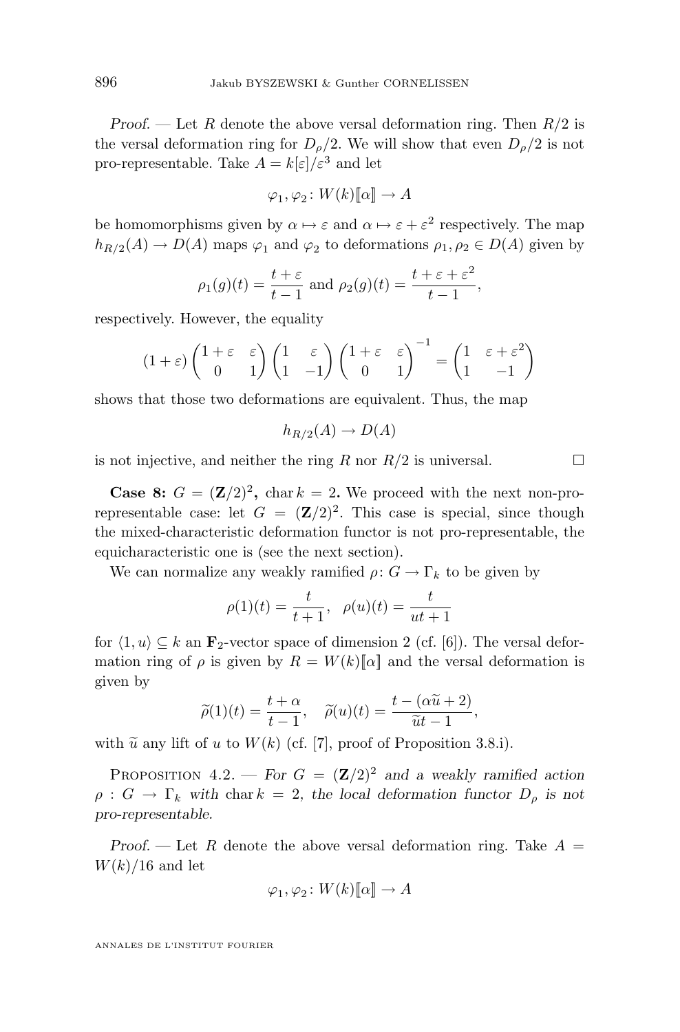*Proof.* — Let $R$ denote the above versal deformation ring. Then $R/2$ is the versal deformation ring for $D_\rho/2$. We will show that even $D_\rho/2$ is not pro-representable. Take $A = k[\varepsilon]/\varepsilon^3$ and let

$$\varphi_1, \varphi_2 \colon W(k)[\![\alpha]\!] \to A$$

be homomorphisms given by $\alpha \mapsto \varepsilon$ and $\alpha \mapsto \varepsilon + \varepsilon^2$ respectively. The map $h_{R/2}(A) \to D(A)$ maps $\varphi_1$ and $\varphi_2$ to deformations $\rho_1, \rho_2 \in D(A)$ given by

$$\rho_1(g)(t) = \frac{t+\varepsilon}{t-1} \text{ and } \rho_2(g)(t) = \frac{t+\varepsilon+\varepsilon^2}{t-1},$$

respectively. However, the equality

$$(1+\varepsilon)\begin{pmatrix} 1+\varepsilon & \varepsilon \\ 0 & 1 \end{pmatrix}\begin{pmatrix} 1 & \varepsilon \\ 1 & -1 \end{pmatrix}\begin{pmatrix} 1+\varepsilon & \varepsilon \\ 0 & 1 \end{pmatrix}^{-1} = \begin{pmatrix} 1 & \varepsilon+\varepsilon^2 \\ 1 & -1 \end{pmatrix}$$

shows that those two deformations are equivalent. Thus, the map

$$h_{R/2}(A) \to D(A)$$

is not injective, and neither the ring $R$ nor $R/2$ is universal. □

**Case 8: $G = (\mathbf{Z}/2)^2$, $\operatorname{char} k = 2$.** We proceed with the next non-pro-representable case: let $G = (\mathbf{Z}/2)^2$. This case is special, since though the mixed-characteristic deformation functor is not pro-representable, the equicharacteristic one is (see the next section).

We can normalize any weakly ramified $\rho \colon G \to \Gamma_k$ to be given by

$$\rho(1)(t) = \frac{t}{t+1}, \quad \rho(u)(t) = \frac{t}{ut+1}$$

for $\langle 1, u\rangle \subseteq k$ an $\mathbf{F}_2$-vector space of dimension 2 (cf. [6]). The versal deformation ring of $\rho$ is given by $R = W(k)[\![\alpha]\!]$ and the versal deformation is given by

$$\widetilde{\rho}(1)(t) = \frac{t+\alpha}{t-1}, \quad \widetilde{\rho}(u)(t) = \frac{t-(\alpha\widetilde{u}+2)}{\widetilde{u}t-1},$$

with $\widetilde{u}$ any lift of $u$ to $W(k)$ (cf. [7], proof of Proposition 3.8.i).

Proposition 4.2. — *For $G = (\mathbf{Z}/2)^2$ and a weakly ramified action $\rho : G \to \Gamma_k$ with $\operatorname{char} k = 2$, the local deformation functor $D_\rho$ is not pro-representable.*

*Proof.* — Let $R$ denote the above versal deformation ring. Take $A = W(k)/16$ and let

$$\varphi_1, \varphi_2 \colon W(k)[\![\alpha]\!] \to A$$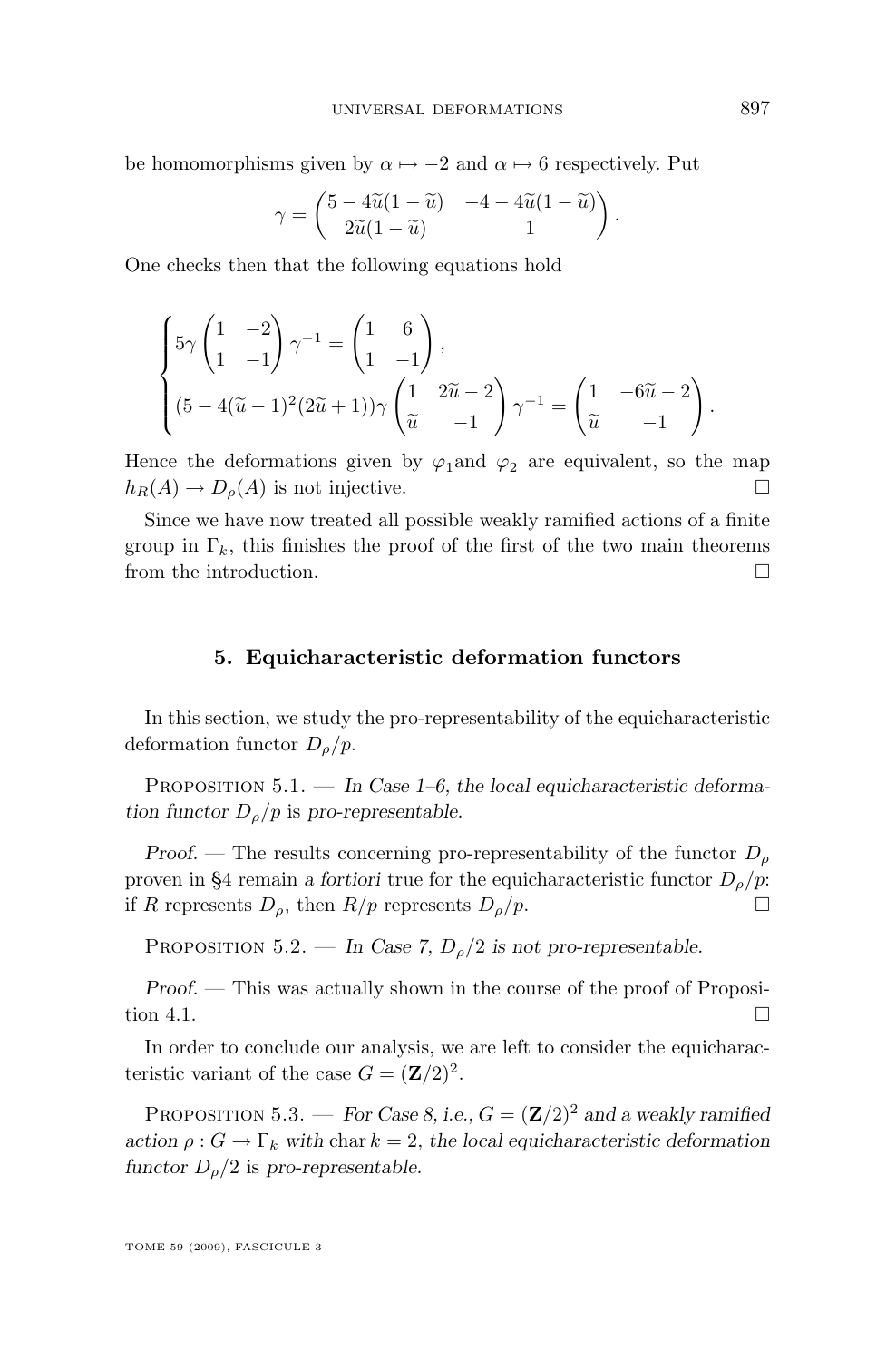be homomorphisms given by $\alpha \mapsto -2$ and $\alpha \mapsto 6$ respectively. Put

$$\gamma = \begin{pmatrix} 5 - 4\widetilde{u}(1-\widetilde{u}) & -4 - 4\widetilde{u}(1-\widetilde{u}) \\ 2\widetilde{u}(1-\widetilde{u}) & 1 \end{pmatrix}.$$

One checks then that the following equations hold

$$\begin{cases} 5\gamma \begin{pmatrix} 1 & -2 \\ 1 & -1 \end{pmatrix} \gamma^{-1} = \begin{pmatrix} 1 & 6 \\ 1 & -1 \end{pmatrix}, \\ (5 - 4(\widetilde{u}-1)^2(2\widetilde{u}+1))\gamma \begin{pmatrix} 1 & 2\widetilde{u}-2 \\ \widetilde{u} & -1 \end{pmatrix} \gamma^{-1} = \begin{pmatrix} 1 & -6\widetilde{u}-2 \\ \widetilde{u} & -1 \end{pmatrix}. \end{cases}$$

Hence the deformations given by $\varphi_1$and $\varphi_2$ are equivalent, so the map $h_R(A) \to D_\rho(A)$ is not injective. □

Since we have now treated all possible weakly ramified actions of a finite group in $\Gamma_k$, this finishes the proof of the first of the two main theorems from the introduction. □

## 5. Equicharacteristic deformation functors

In this section, we study the pro-representability of the equicharacteristic deformation functor $D_\rho/p$.

Proposition 5.1. — *In Case 1–6, the local equicharacteristic deformation functor $D_\rho/p$ is pro-representable.*

*Proof.* — The results concerning pro-representability of the functor $D_\rho$ proven in §4 remain *a fortiori* true for the equicharacteristic functor $D_\rho/p$: if $R$ represents $D_\rho$, then $R/p$ represents $D_\rho/p$. □

Proposition 5.2. — *In Case 7, $D_\rho/2$ is not pro-representable.*

*Proof.* — This was actually shown in the course of the proof of Proposition 4.1. □

In order to conclude our analysis, we are left to consider the equicharacteristic variant of the case $G = (\mathbf{Z}/2)^2$.

Proposition 5.3. — *For Case 8, i.e., $G = (\mathbf{Z}/2)^2$ and a weakly ramified action $\rho : G \to \Gamma_k$ with $\operatorname{char} k = 2$, the local equicharacteristic deformation functor $D_\rho/2$ is pro-representable.*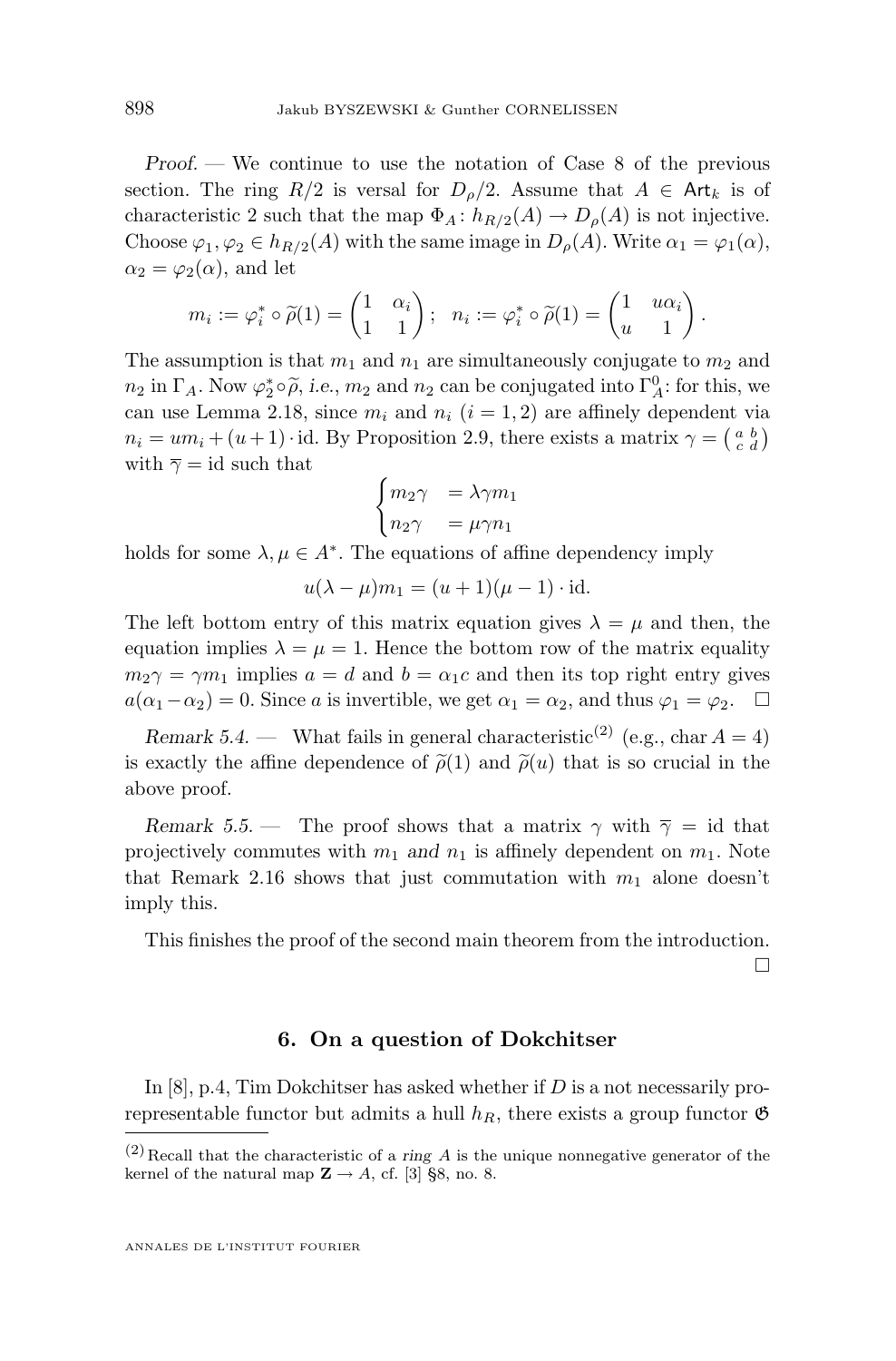*Proof.* — We continue to use the notation of Case 8 of the previous section. The ring $R/2$ is versal for $D_\rho/2$. Assume that $A \in \mathsf{Art}_k$ is of characteristic 2 such that the map $\Phi_A \colon h_{R/2}(A) \to D_\rho(A)$ is not injective. Choose $\varphi_1, \varphi_2 \in h_{R/2}(A)$ with the same image in $D_\rho(A)$. Write $\alpha_1 = \varphi_1(\alpha)$, $\alpha_2 = \varphi_2(\alpha)$, and let

$$m_i := \varphi_i^* \circ \widetilde{\rho}(1) = \begin{pmatrix} 1 & \alpha_i \\ 1 & 1 \end{pmatrix}; \quad n_i := \varphi_i^* \circ \widetilde{\rho}(1) = \begin{pmatrix} 1 & u\alpha_i \\ u & 1 \end{pmatrix}.$$

The assumption is that $m_1$ and $n_1$ are simultaneously conjugate to $m_2$ and $n_2$ in $\Gamma_A$. Now $\varphi_2^* \circ \widetilde{\rho}$, *i.e.*, $m_2$ and $n_2$ can be conjugated into $\Gamma_A^0$: for this, we can use Lemma 2.18, since $m_i$ and $n_i$ $(i = 1, 2)$ are affinely dependent via $n_i = u m_i + (u+1) \cdot \mathrm{id}$. By Proposition 2.9, there exists a matrix $\gamma = \left(\begin{smallmatrix} a & b \\ c & d \end{smallmatrix}\right)$ with $\overline{\gamma} = \mathrm{id}$ such that

$$\begin{cases} m_2 \gamma &= \lambda \gamma m_1 \\ n_2 \gamma &= \mu \gamma n_1 \end{cases}$$

holds for some $\lambda, \mu \in A^*$. The equations of affine dependency imply

$$u(\lambda - \mu) m_1 = (u+1)(\mu - 1) \cdot \mathrm{id}.$$

The left bottom entry of this matrix equation gives $\lambda = \mu$ and then, the equation implies $\lambda = \mu = 1$. Hence the bottom row of the matrix equality $m_2 \gamma = \gamma m_1$ implies $a = d$ and $b = \alpha_1 c$ and then its top right entry gives $a(\alpha_1 - \alpha_2) = 0$. Since $a$ is invertible, we get $\alpha_1 = \alpha_2$, and thus $\varphi_1 = \varphi_2$. $\square$

*Remark 5.4.* — What fails in general characteristic[(2)] (e.g., $\mathrm{char}\, A = 4$) is exactly the affine dependence of $\widetilde{\rho}(1)$ and $\widetilde{\rho}(u)$ that is so crucial in the above proof.

*Remark 5.5.* — The proof shows that a matrix $\gamma$ with $\overline{\gamma} = \mathrm{id}$ that projectively commutes with $m_1$ *and* $n_1$ is affinely dependent on $m_1$. Note that Remark 2.16 shows that just commutation with $m_1$ alone doesn't imply this.

This finishes the proof of the second main theorem from the introduction. $\square$

## 6. On a question of Dokchitser

In [8], p.4, Tim Dokchitser has asked whether if $D$ is a not necessarily pro-representable functor but admits a hull $h_R$, there exists a group functor $\mathfrak{G}$

---

(2) Recall that the characteristic of a *ring* $A$ is the unique nonnegative generator of the kernel of the natural map $\mathbf{Z} \to A$, cf. [3] §8, no. 8.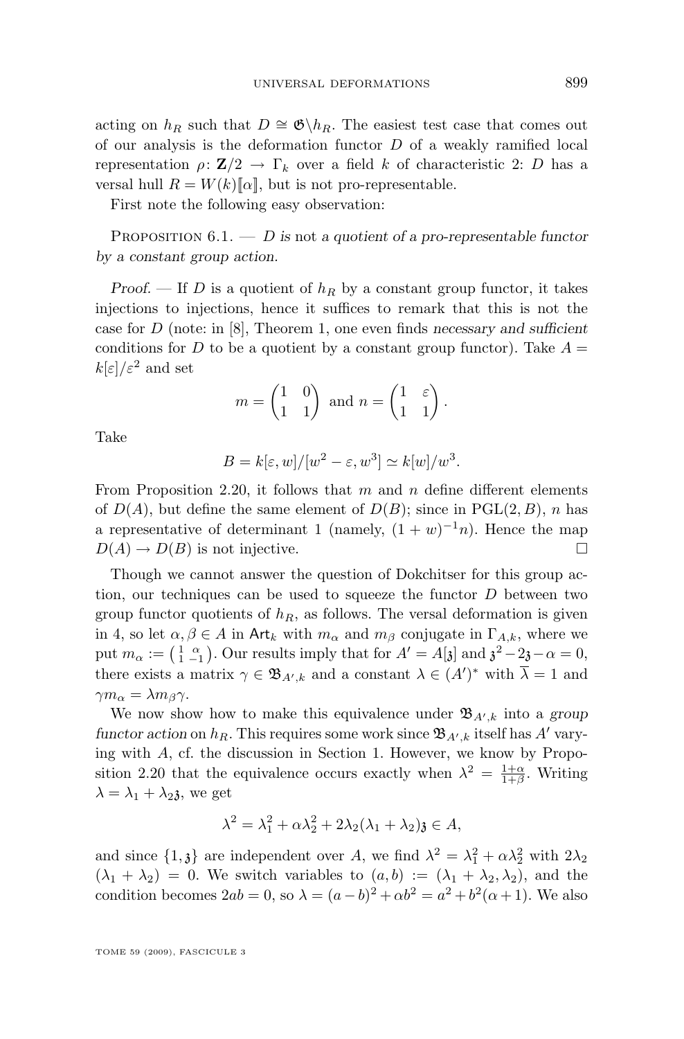acting on $h_R$ such that $D \cong \mathfrak{G}\backslash h_R$. The easiest test case that comes out of our analysis is the deformation functor $D$ of a weakly ramified local representation $\rho\colon \mathbf{Z}/2 \to \Gamma_k$ over a field $k$ of characteristic 2: $D$ has a versal hull $R = W(k)[\![\alpha]\!]$, but is not pro-representable.

First note the following easy observation:

Proposition 6.1. — *$D$ is not a quotient of a pro-representable functor by a constant group action.*

*Proof.* — If $D$ is a quotient of $h_R$ by a constant group functor, it takes injections to injections, hence it suffices to remark that this is not the case for $D$ (note: in [8], Theorem 1, one even finds *necessary and sufficient* conditions for $D$ to be a quotient by a constant group functor). Take $A = k[\varepsilon]/\varepsilon^2$ and set

$$m = \begin{pmatrix} 1 & 0 \\ 1 & 1 \end{pmatrix} \text{ and } n = \begin{pmatrix} 1 & \varepsilon \\ 1 & 1 \end{pmatrix}.$$

Take

$$B = k[\varepsilon, w]/[w^2 - \varepsilon, w^3] \simeq k[w]/w^3.$$

From Proposition 2.20, it follows that $m$ and $n$ define different elements of $D(A)$, but define the same element of $D(B)$; since in $\mathrm{PGL}(2, B)$, $n$ has a representative of determinant 1 (namely, $(1+w)^{-1}n$). Hence the map $D(A) \to D(B)$ is not injective. $\square$

Though we cannot answer the question of Dokchitser for this group action, our techniques can be used to squeeze the functor $D$ between two group functor quotients of $h_R$, as follows. The versal deformation is given in 4, so let $\alpha, \beta \in A$ in $\mathsf{Art}_k$ with $m_\alpha$ and $m_\beta$ conjugate in $\Gamma_{A,k}$, where we put $m_\alpha := \left(\begin{smallmatrix} 1 & \alpha \\ 1 & -1 \end{smallmatrix}\right)$. Our results imply that for $A' = A[\mathfrak{z}]$ and $\mathfrak{z}^2 - 2\mathfrak{z} - \alpha = 0$, there exists a matrix $\gamma \in \mathfrak{B}_{A',k}$ and a constant $\lambda \in (A')^*$ with $\overline{\lambda} = 1$ and $\gamma m_\alpha = \lambda m_\beta \gamma$.

We now show how to make this equivalence under $\mathfrak{B}_{A',k}$ into a *group functor action* on $h_R$. This requires some work since $\mathfrak{B}_{A',k}$ itself has $A'$ varying with $A$, cf. the discussion in Section 1. However, we know by Proposition 2.20 that the equivalence occurs exactly when $\lambda^2 = \frac{1+\alpha}{1+\beta}$. Writing $\lambda = \lambda_1 + \lambda_2 \mathfrak{z}$, we get

$$\lambda^2 = \lambda_1^2 + \alpha\lambda_2^2 + 2\lambda_2(\lambda_1 + \lambda_2)\mathfrak{z} \in A,$$

and since $\{1, \mathfrak{z}\}$ are independent over $A$, we find $\lambda^2 = \lambda_1^2 + \alpha\lambda_2^2$ with $2\lambda_2 (\lambda_1 + \lambda_2) = 0$. We switch variables to $(a, b) := (\lambda_1 + \lambda_2, \lambda_2)$, and the condition becomes $2ab = 0$, so $\lambda = (a-b)^2 + \alpha b^2 = a^2 + b^2(\alpha+1)$. We also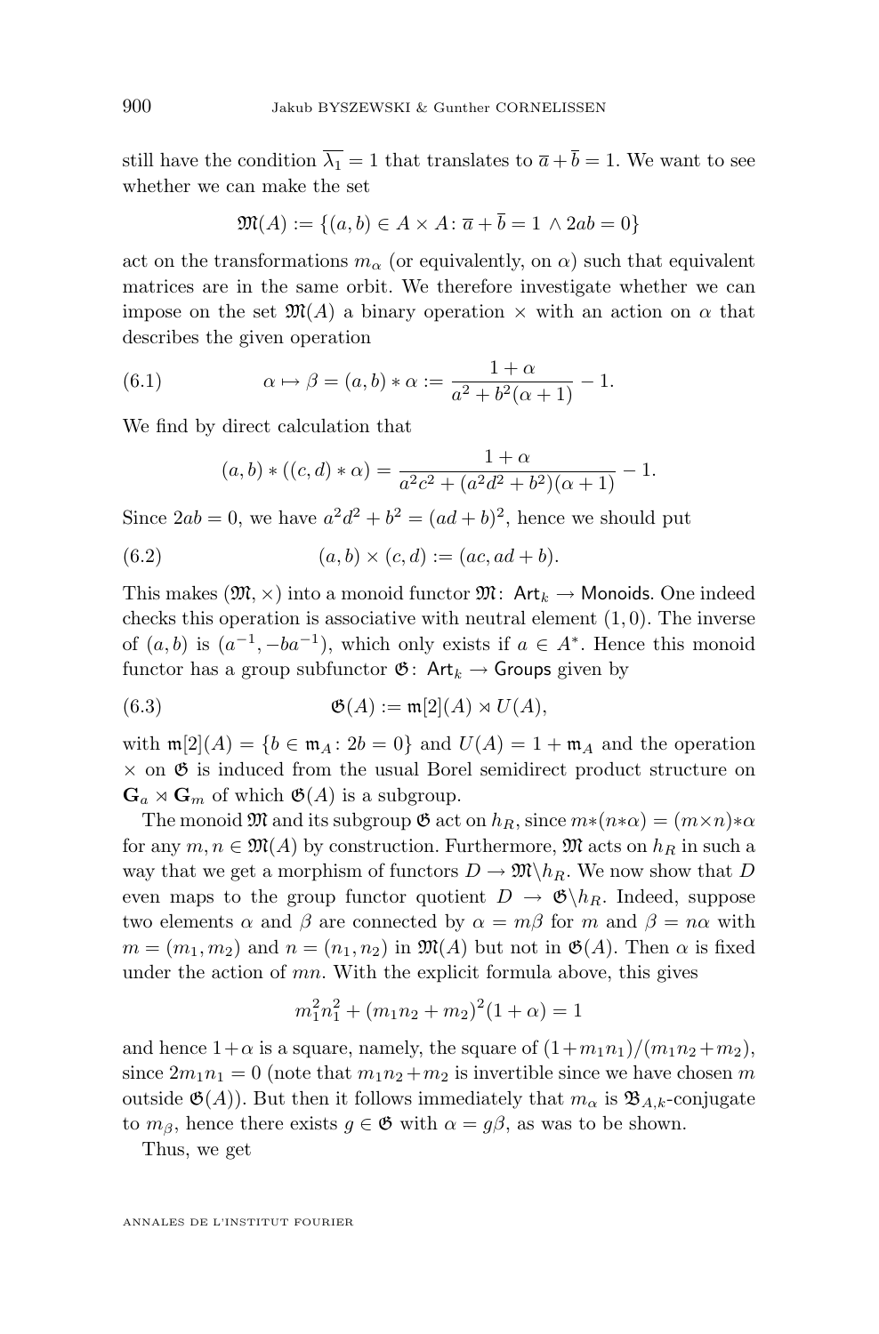still have the condition $\overline{\lambda_1} = 1$ that translates to $\bar{a} + \bar{b} = 1$. We want to see whether we can make the set

$$\mathfrak{M}(A) := \{(a,b) \in A \times A \colon \bar{a} + \bar{b} = 1 \wedge 2ab = 0\}$$

act on the transformations $m_\alpha$ (or equivalently, on $\alpha$) such that equivalent matrices are in the same orbit. We therefore investigate whether we can impose on the set $\mathfrak{M}(A)$ a binary operation $\times$ with an action on $\alpha$ that describes the given operation

$$\alpha \mapsto \beta = (a,b) * \alpha := \frac{1+\alpha}{a^2 + b^2(\alpha+1)} - 1. \tag{6.1}$$

We find by direct calculation that

$$(a,b) * ((c,d) * \alpha) = \frac{1+\alpha}{a^2c^2 + (a^2d^2 + b^2)(\alpha+1)} - 1.$$

Since $2ab = 0$, we have $a^2d^2 + b^2 = (ad+b)^2$, hence we should put

$$(a,b) \times (c,d) := (ac, ad+b). \tag{6.2}$$

This makes $(\mathfrak{M}, \times)$ into a monoid functor $\mathfrak{M} \colon \mathsf{Art}_k \to \mathsf{Monoids}$. One indeed checks this operation is associative with neutral element $(1,0)$. The inverse of $(a,b)$ is $(a^{-1}, -ba^{-1})$, which only exists if $a \in A^*$. Hence this monoid functor has a group subfunctor $\mathfrak{G} \colon \mathsf{Art}_k \to \mathsf{Groups}$ given by

$$\mathfrak{G}(A) := \mathfrak{m}[2](A) \rtimes U(A), \tag{6.3}$$

with $\mathfrak{m}[2](A) = \{b \in \mathfrak{m}_A \colon 2b = 0\}$ and $U(A) = 1 + \mathfrak{m}_A$ and the operation $\times$ on $\mathfrak{G}$ is induced from the usual Borel semidirect product structure on $\mathbf{G}_a \rtimes \mathbf{G}_m$ of which $\mathfrak{G}(A)$ is a subgroup.

The monoid $\mathfrak{M}$ and its subgroup $\mathfrak{G}$ act on $h_R$, since $m*(n*\alpha) = (m \times n)*\alpha$ for any $m, n \in \mathfrak{M}(A)$ by construction. Furthermore, $\mathfrak{M}$ acts on $h_R$ in such a way that we get a morphism of functors $D \to \mathfrak{M}\backslash h_R$. We now show that $D$ even maps to the group functor quotient $D \to \mathfrak{G}\backslash h_R$. Indeed, suppose two elements $\alpha$ and $\beta$ are connected by $\alpha = m\beta$ for $m$ and $\beta = n\alpha$ with $m = (m_1, m_2)$ and $n = (n_1, n_2)$ in $\mathfrak{M}(A)$ but not in $\mathfrak{G}(A)$. Then $\alpha$ is fixed under the action of $mn$. With the explicit formula above, this gives

$$m_1^2 n_1^2 + (m_1 n_2 + m_2)^2 (1+\alpha) = 1$$

and hence $1+\alpha$ is a square, namely, the square of $(1+m_1n_1)/(m_1n_2+m_2)$, since $2m_1n_1 = 0$ (note that $m_1n_2+m_2$ is invertible since we have chosen $m$ outside $\mathfrak{G}(A)$). But then it follows immediately that $m_\alpha$ is $\mathfrak{B}_{A,k}$-conjugate to $m_\beta$, hence there exists $g \in \mathfrak{G}$ with $\alpha = g\beta$, as was to be shown.

Thus, we get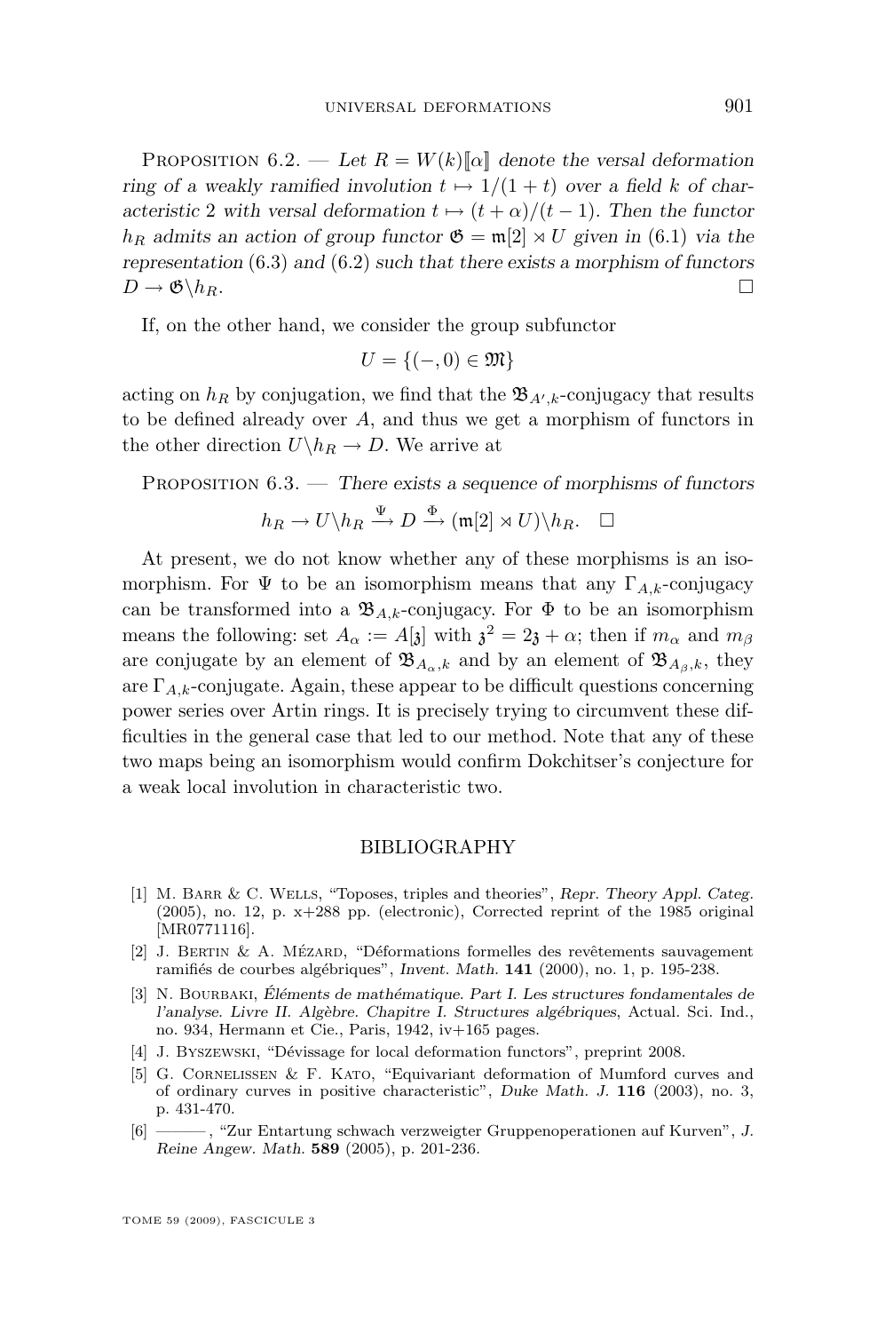Proposition 6.2. — *Let $R = W(k)[\![\alpha]\!]$ denote the versal deformation ring of a weakly ramified involution $t \mapsto 1/(1+t)$ over a field $k$ of characteristic 2 with versal deformation $t \mapsto (t+\alpha)/(t-1)$. Then the functor $h_R$ admits an action of group functor $\mathfrak{G} = \mathfrak{m}[2] \rtimes U$ given in* (6.1) *via the representation* (6.3) *and* (6.2) *such that there exists a morphism of functors $D \to \mathfrak{G}\backslash h_R$.* □

If, on the other hand, we consider the group subfunctor

$$U = \{(-, 0) \in \mathfrak{M}\}$$

acting on $h_R$ by conjugation, we find that the $\mathfrak{B}_{A',k}$-conjugacy that results to be defined already over $A$, and thus we get a morphism of functors in the other direction $U\backslash h_R \to D$. We arrive at

Proposition 6.3. — *There exists a sequence of morphisms of functors*

$$h_R \to U\backslash h_R \xrightarrow{\Psi} D \xrightarrow{\Phi} (\mathfrak{m}[2] \rtimes U)\backslash h_R. \quad \square$$

At present, we do not know whether any of these morphisms is an isomorphism. For $\Psi$ to be an isomorphism means that any $\Gamma_{A,k}$-conjugacy can be transformed into a $\mathfrak{B}_{A,k}$-conjugacy. For $\Phi$ to be an isomorphism means the following: set $A_\alpha := A[\mathfrak{z}]$ with $\mathfrak{z}^2 = 2\mathfrak{z} + \alpha$; then if $m_\alpha$ and $m_\beta$ are conjugate by an element of $\mathfrak{B}_{A_\alpha,k}$ and by an element of $\mathfrak{B}_{A_\beta,k}$, they are $\Gamma_{A,k}$-conjugate. Again, these appear to be difficult questions concerning power series over Artin rings. It is precisely trying to circumvent these difficulties in the general case that led to our method. Note that any of these two maps being an isomorphism would confirm Dokchitser's conjecture for a weak local involution in characteristic two.

## BIBLIOGRAPHY

[1] M. Barr & C. Wells, "Toposes, triples and theories", *Repr. Theory Appl. Categ.* (2005), no. 12, p. x+288 pp. (electronic), Corrected reprint of the 1985 original [MR0771116].

[2] J. Bertin & A. Mézard, "Déformations formelles des revêtements sauvagement ramifiés de courbes algébriques", *Invent. Math.* **141** (2000), no. 1, p. 195-238.

[3] N. Bourbaki, *Éléments de mathématique. Part I. Les structures fondamentales de l'analyse. Livre II. Algèbre. Chapitre I. Structures algébriques*, Actual. Sci. Ind., no. 934, Hermann et Cie., Paris, 1942, iv+165 pages.

[4] J. Byszewski, "Dévissage for local deformation functors", preprint 2008.

[5] G. Cornelissen & F. Kato, "Equivariant deformation of Mumford curves and of ordinary curves in positive characteristic", *Duke Math. J.* **116** (2003), no. 3, p. 431-470.

[6] ———, "Zur Entartung schwach verzweigter Gruppenoperationen auf Kurven", *J. Reine Angew. Math.* **589** (2005), p. 201-236.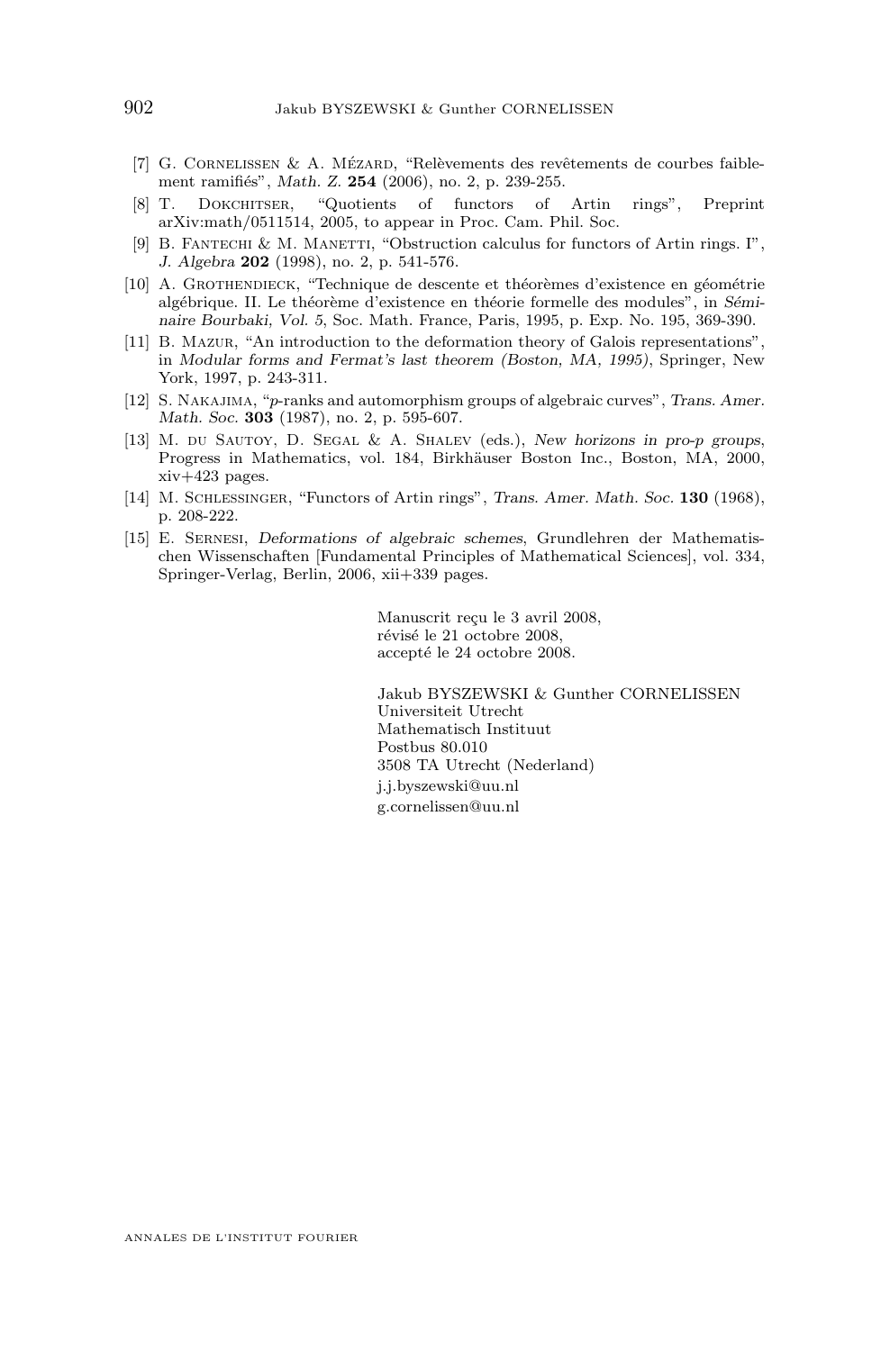[7] G. Cornelissen & A. Mézard, "Relèvements des revêtements de courbes faiblement ramifiés", *Math. Z.* **254** (2006), no. 2, p. 239-255.

[8] T. Dokchitser, "Quotients of functors of Artin rings", Preprint arXiv:math/0511514, 2005, to appear in Proc. Cam. Phil. Soc.

[9] B. Fantechi & M. Manetti, "Obstruction calculus for functors of Artin rings. I", *J. Algebra* **202** (1998), no. 2, p. 541-576.

[10] A. Grothendieck, "Technique de descente et théorèmes d'existence en géométrie algébrique. II. Le théorème d'existence en théorie formelle des modules", in *Séminaire Bourbaki, Vol. 5*, Soc. Math. France, Paris, 1995, p. Exp. No. 195, 369-390.

[11] B. Mazur, "An introduction to the deformation theory of Galois representations", in *Modular forms and Fermat's last theorem (Boston, MA, 1995)*, Springer, New York, 1997, p. 243-311.

[12] S. Nakajima, "$p$-ranks and automorphism groups of algebraic curves", *Trans. Amer. Math. Soc.* **303** (1987), no. 2, p. 595-607.

[13] M. du Sautoy, D. Segal & A. Shalev (eds.), *New horizons in pro-p groups*, Progress in Mathematics, vol. 184, Birkhäuser Boston Inc., Boston, MA, 2000, xiv+423 pages.

[14] M. Schlessinger, "Functors of Artin rings", *Trans. Amer. Math. Soc.* **130** (1968), p. 208-222.

[15] E. Sernesi, *Deformations of algebraic schemes*, Grundlehren der Mathematischen Wissenschaften [Fundamental Principles of Mathematical Sciences], vol. 334, Springer-Verlag, Berlin, 2006, xii+339 pages.

Manuscrit reçu le 3 avril 2008,
révisé le 21 octobre 2008,
accepté le 24 octobre 2008.

Jakub BYSZEWSKI & Gunther CORNELISSEN
Universiteit Utrecht
Mathematisch Instituut
Postbus 80.010
3508 TA Utrecht (Nederland)
j.j.byszewski@uu.nl
g.cornelissen@uu.nl